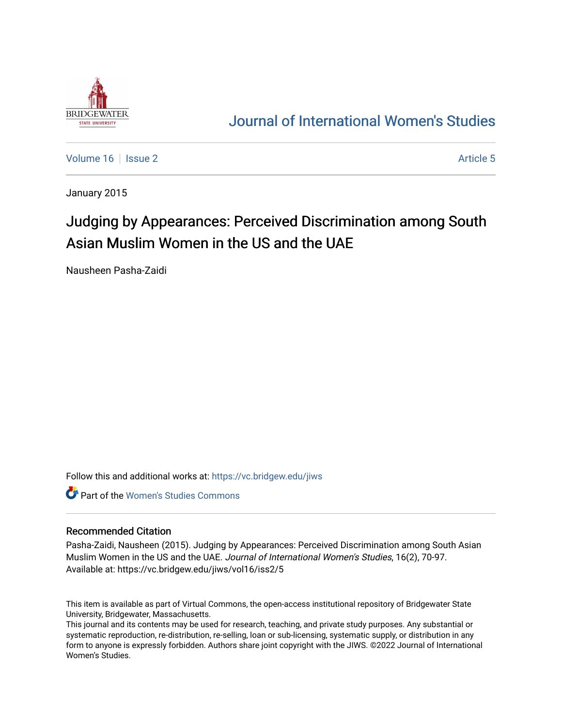Journal of International Women's Studies

Volume 16 | Issue 2 | Article 5

January 2015

# Judging by Appearances: Perceived Discrimination among South Asian Muslim Women in the US and the UAE

Nausheen Pasha-Zaidi

Follow this and additional works at: https://vc.bridgew.edu/jiws

Part of the Women's Studies Commons

## Recommended Citation

Pasha-Zaidi, Nausheen (2015). Judging by Appearances: Perceived Discrimination among South Asian Muslim Women in the US and the UAE. *Journal of International Women's Studies*, 16(2), 70-97.
Available at: https://vc.bridgew.edu/jiws/vol16/iss2/5

This item is available as part of Virtual Commons, the open-access institutional repository of Bridgewater State University, Bridgewater, Massachusetts.
This journal and its contents may be used for research, teaching, and private study purposes. Any substantial or systematic reproduction, re-distribution, re-selling, loan or sub-licensing, systematic supply, or distribution in any form to anyone is expressly forbidden. Authors share joint copyright with the JIWS. ©2022 Journal of International Women's Studies.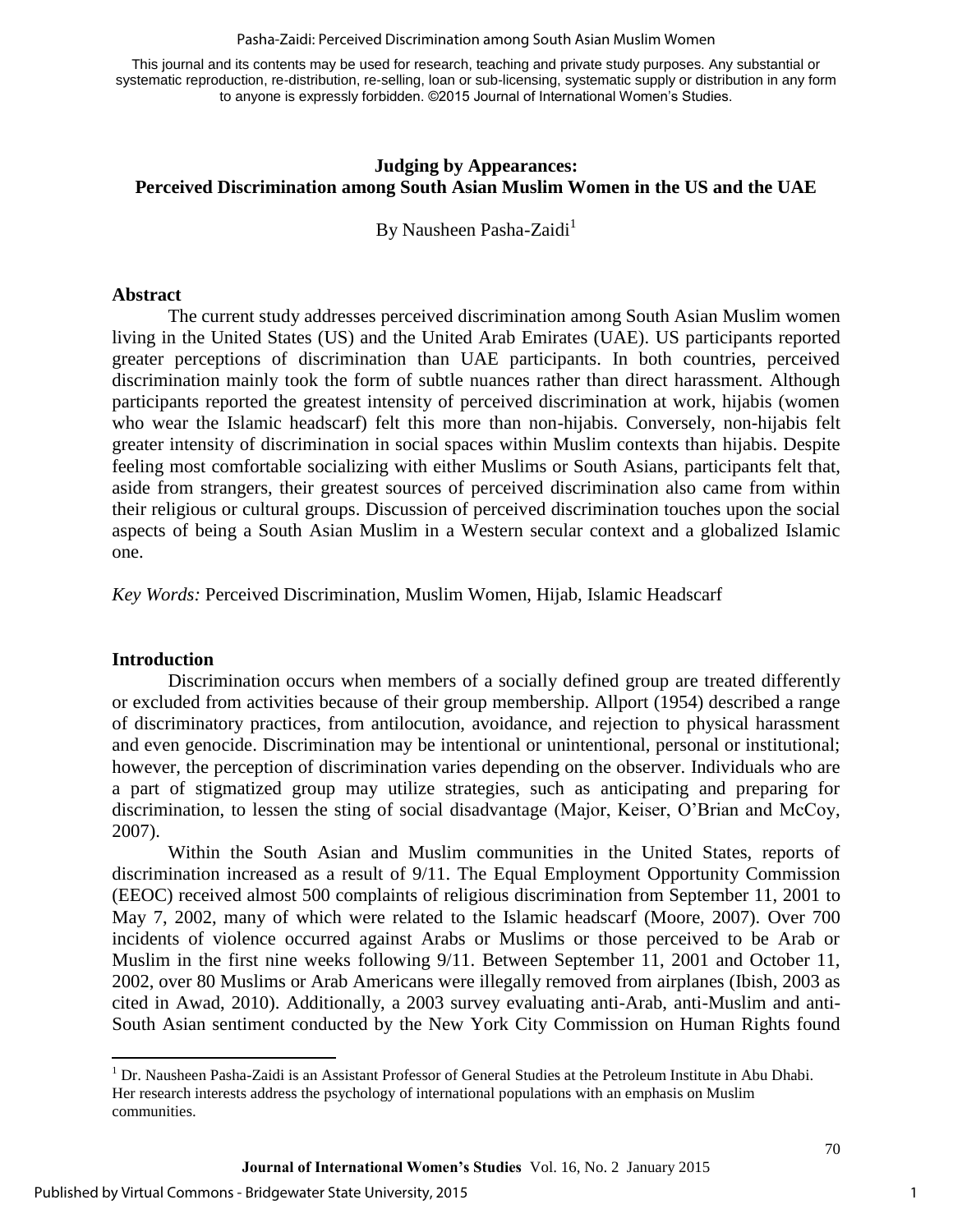This journal and its contents may be used for research, teaching and private study purposes. Any substantial or systematic reproduction, re-distribution, re-selling, loan or sub-licensing, systematic supply or distribution in any form to anyone is expressly forbidden. ©2015 Journal of International Women's Studies.

# Judging by Appearances: Perceived Discrimination among South Asian Muslim Women in the US and the UAE

By Nausheen Pasha-Zaidi[1]

## Abstract

The current study addresses perceived discrimination among South Asian Muslim women living in the United States (US) and the United Arab Emirates (UAE). US participants reported greater perceptions of discrimination than UAE participants. In both countries, perceived discrimination mainly took the form of subtle nuances rather than direct harassment. Although participants reported the greatest intensity of perceived discrimination at work, hijabis (women who wear the Islamic headscarf) felt this more than non-hijabis. Conversely, non-hijabis felt greater intensity of discrimination in social spaces within Muslim contexts than hijabis. Despite feeling most comfortable socializing with either Muslims or South Asians, participants felt that, aside from strangers, their greatest sources of perceived discrimination also came from within their religious or cultural groups. Discussion of perceived discrimination touches upon the social aspects of being a South Asian Muslim in a Western secular context and a globalized Islamic one.

*Key Words:* Perceived Discrimination, Muslim Women, Hijab, Islamic Headscarf

## Introduction

Discrimination occurs when members of a socially defined group are treated differently or excluded from activities because of their group membership. Allport (1954) described a range of discriminatory practices, from antilocution, avoidance, and rejection to physical harassment and even genocide. Discrimination may be intentional or unintentional, personal or institutional; however, the perception of discrimination varies depending on the observer. Individuals who are a part of stigmatized group may utilize strategies, such as anticipating and preparing for discrimination, to lessen the sting of social disadvantage (Major, Keiser, O'Brian and McCoy, 2007).

Within the South Asian and Muslim communities in the United States, reports of discrimination increased as a result of 9/11. The Equal Employment Opportunity Commission (EEOC) received almost 500 complaints of religious discrimination from September 11, 2001 to May 7, 2002, many of which were related to the Islamic headscarf (Moore, 2007). Over 700 incidents of violence occurred against Arabs or Muslims or those perceived to be Arab or Muslim in the first nine weeks following 9/11. Between September 11, 2001 and October 11, 2002, over 80 Muslims or Arab Americans were illegally removed from airplanes (Ibish, 2003 as cited in Awad, 2010). Additionally, a 2003 survey evaluating anti-Arab, anti-Muslim and anti-South Asian sentiment conducted by the New York City Commission on Human Rights found

[1] Dr. Nausheen Pasha-Zaidi is an Assistant Professor of General Studies at the Petroleum Institute in Abu Dhabi. Her research interests address the psychology of international populations with an emphasis on Muslim communities.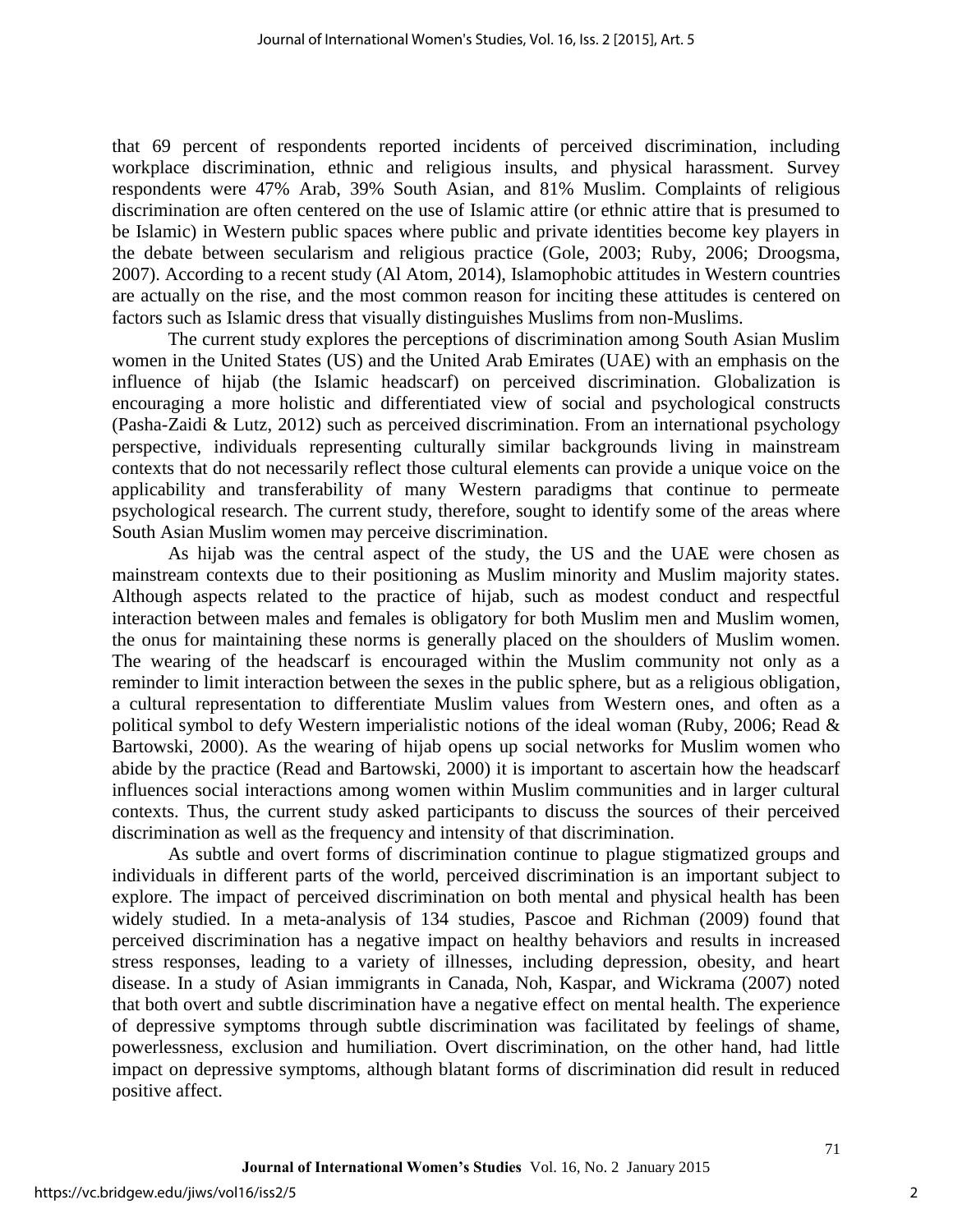that 69 percent of respondents reported incidents of perceived discrimination, including workplace discrimination, ethnic and religious insults, and physical harassment. Survey respondents were 47% Arab, 39% South Asian, and 81% Muslim. Complaints of religious discrimination are often centered on the use of Islamic attire (or ethnic attire that is presumed to be Islamic) in Western public spaces where public and private identities become key players in the debate between secularism and religious practice (Gole, 2003; Ruby, 2006; Droogsma, 2007). According to a recent study (Al Atom, 2014), Islamophobic attitudes in Western countries are actually on the rise, and the most common reason for inciting these attitudes is centered on factors such as Islamic dress that visually distinguishes Muslims from non-Muslims.

The current study explores the perceptions of discrimination among South Asian Muslim women in the United States (US) and the United Arab Emirates (UAE) with an emphasis on the influence of hijab (the Islamic headscarf) on perceived discrimination. Globalization is encouraging a more holistic and differentiated view of social and psychological constructs (Pasha-Zaidi & Lutz, 2012) such as perceived discrimination. From an international psychology perspective, individuals representing culturally similar backgrounds living in mainstream contexts that do not necessarily reflect those cultural elements can provide a unique voice on the applicability and transferability of many Western paradigms that continue to permeate psychological research. The current study, therefore, sought to identify some of the areas where South Asian Muslim women may perceive discrimination.

As hijab was the central aspect of the study, the US and the UAE were chosen as mainstream contexts due to their positioning as Muslim minority and Muslim majority states. Although aspects related to the practice of hijab, such as modest conduct and respectful interaction between males and females is obligatory for both Muslim men and Muslim women, the onus for maintaining these norms is generally placed on the shoulders of Muslim women. The wearing of the headscarf is encouraged within the Muslim community not only as a reminder to limit interaction between the sexes in the public sphere, but as a religious obligation, a cultural representation to differentiate Muslim values from Western ones, and often as a political symbol to defy Western imperialistic notions of the ideal woman (Ruby, 2006; Read & Bartowski, 2000). As the wearing of hijab opens up social networks for Muslim women who abide by the practice (Read and Bartowski, 2000) it is important to ascertain how the headscarf influences social interactions among women within Muslim communities and in larger cultural contexts. Thus, the current study asked participants to discuss the sources of their perceived discrimination as well as the frequency and intensity of that discrimination.

As subtle and overt forms of discrimination continue to plague stigmatized groups and individuals in different parts of the world, perceived discrimination is an important subject to explore. The impact of perceived discrimination on both mental and physical health has been widely studied. In a meta-analysis of 134 studies, Pascoe and Richman (2009) found that perceived discrimination has a negative impact on healthy behaviors and results in increased stress responses, leading to a variety of illnesses, including depression, obesity, and heart disease. In a study of Asian immigrants in Canada, Noh, Kaspar, and Wickrama (2007) noted that both overt and subtle discrimination have a negative effect on mental health. The experience of depressive symptoms through subtle discrimination was facilitated by feelings of shame, powerlessness, exclusion and humiliation. Overt discrimination, on the other hand, had little impact on depressive symptoms, although blatant forms of discrimination did result in reduced positive affect.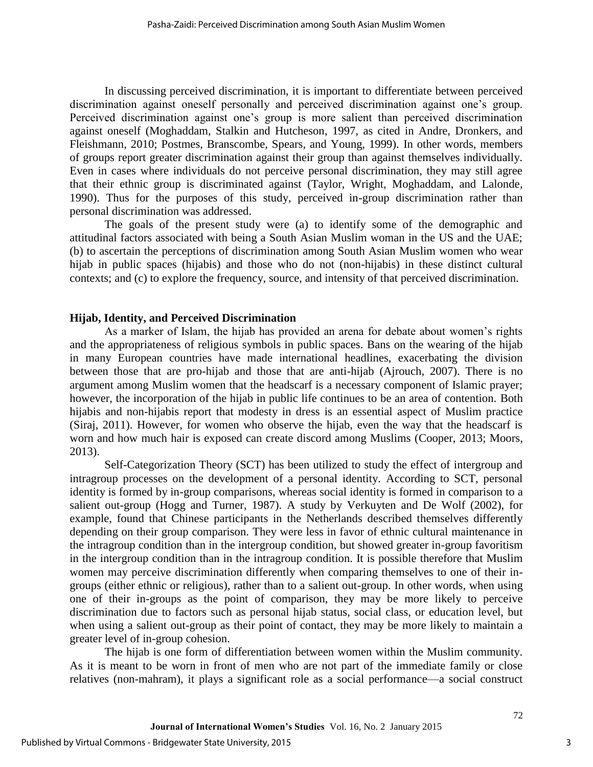In discussing perceived discrimination, it is important to differentiate between perceived discrimination against oneself personally and perceived discrimination against one's group. Perceived discrimination against one's group is more salient than perceived discrimination against oneself (Moghaddam, Stalkin and Hutcheson, 1997, as cited in Andre, Dronkers, and Fleishmann, 2010; Postmes, Branscombe, Spears, and Young, 1999). In other words, members of groups report greater discrimination against their group than against themselves individually. Even in cases where individuals do not perceive personal discrimination, they may still agree that their ethnic group is discriminated against (Taylor, Wright, Moghaddam, and Lalonde, 1990). Thus for the purposes of this study, perceived in-group discrimination rather than personal discrimination was addressed.

The goals of the present study were (a) to identify some of the demographic and attitudinal factors associated with being a South Asian Muslim woman in the US and the UAE; (b) to ascertain the perceptions of discrimination among South Asian Muslim women who wear hijab in public spaces (hijabis) and those who do not (non-hijabis) in these distinct cultural contexts; and (c) to explore the frequency, source, and intensity of that perceived discrimination.

**Hijab, Identity, and Perceived Discrimination**

As a marker of Islam, the hijab has provided an arena for debate about women's rights and the appropriateness of religious symbols in public spaces. Bans on the wearing of the hijab in many European countries have made international headlines, exacerbating the division between those that are pro-hijab and those that are anti-hijab (Ajrouch, 2007). There is no argument among Muslim women that the headscarf is a necessary component of Islamic prayer; however, the incorporation of the hijab in public life continues to be an area of contention. Both hijabis and non-hijabis report that modesty in dress is an essential aspect of Muslim practice (Siraj, 2011). However, for women who observe the hijab, even the way that the headscarf is worn and how much hair is exposed can create discord among Muslims (Cooper, 2013; Moors, 2013).

Self-Categorization Theory (SCT) has been utilized to study the effect of intergroup and intragroup processes on the development of a personal identity. According to SCT, personal identity is formed by in-group comparisons, whereas social identity is formed in comparison to a salient out-group (Hogg and Turner, 1987). A study by Verkuyten and De Wolf (2002), for example, found that Chinese participants in the Netherlands described themselves differently depending on their group comparison. They were less in favor of ethnic cultural maintenance in the intragroup condition than in the intergroup condition, but showed greater in-group favoritism in the intergroup condition than in the intragroup condition. It is possible therefore that Muslim women may perceive discrimination differently when comparing themselves to one of their in-groups (either ethnic or religious), rather than to a salient out-group. In other words, when using one of their in-groups as the point of comparison, they may be more likely to perceive discrimination due to factors such as personal hijab status, social class, or education level, but when using a salient out-group as their point of contact, they may be more likely to maintain a greater level of in-group cohesion.

The hijab is one form of differentiation between women within the Muslim community. As it is meant to be worn in front of men who are not part of the immediate family or close relatives (non-mahram), it plays a significant role as a social performance—a social construct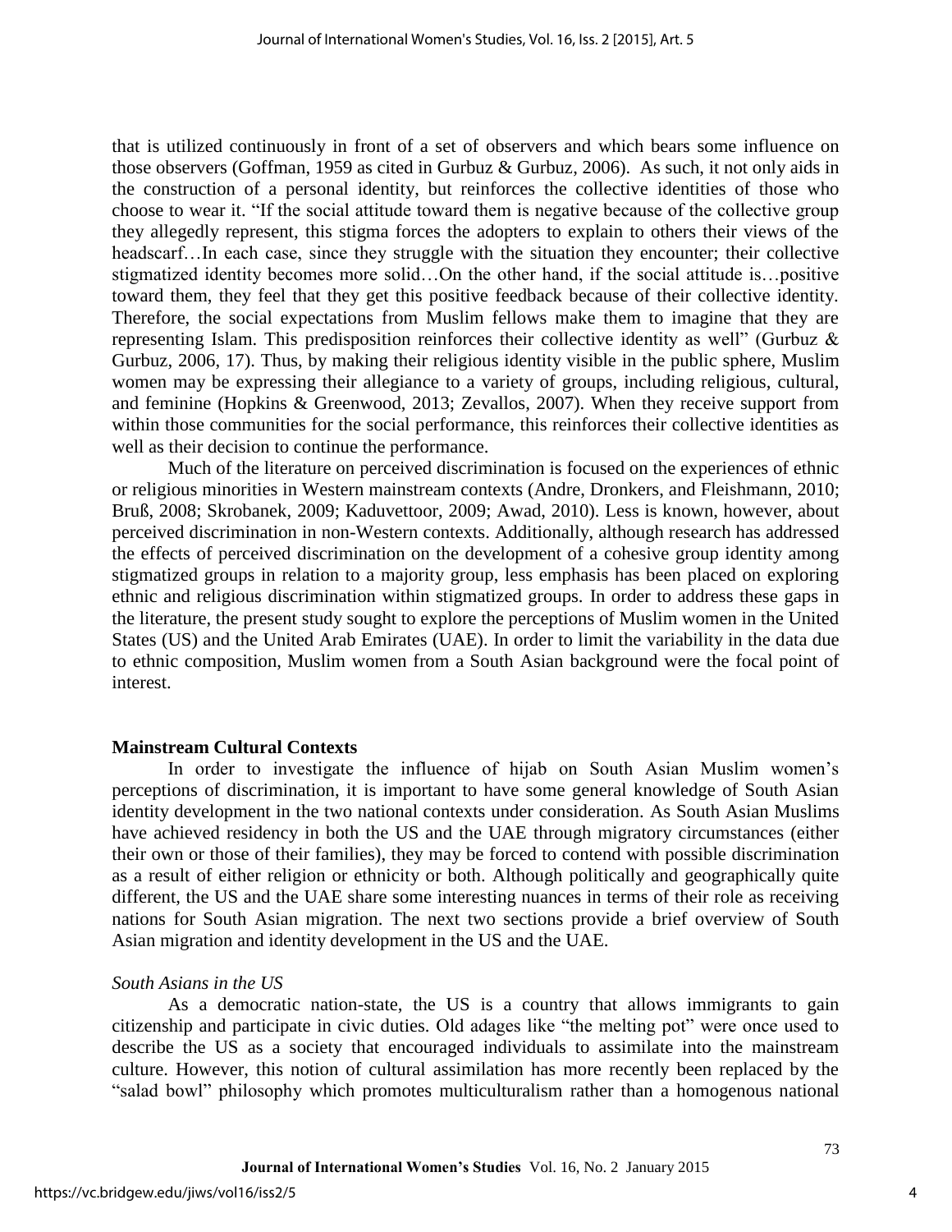that is utilized continuously in front of a set of observers and which bears some influence on those observers (Goffman, 1959 as cited in Gurbuz & Gurbuz, 2006). As such, it not only aids in the construction of a personal identity, but reinforces the collective identities of those who choose to wear it. "If the social attitude toward them is negative because of the collective group they allegedly represent, this stigma forces the adopters to explain to others their views of the headscarf…In each case, since they struggle with the situation they encounter; their collective stigmatized identity becomes more solid…On the other hand, if the social attitude is…positive toward them, they feel that they get this positive feedback because of their collective identity. Therefore, the social expectations from Muslim fellows make them to imagine that they are representing Islam. This predisposition reinforces their collective identity as well" (Gurbuz & Gurbuz, 2006, 17). Thus, by making their religious identity visible in the public sphere, Muslim women may be expressing their allegiance to a variety of groups, including religious, cultural, and feminine (Hopkins & Greenwood, 2013; Zevallos, 2007). When they receive support from within those communities for the social performance, this reinforces their collective identities as well as their decision to continue the performance.

Much of the literature on perceived discrimination is focused on the experiences of ethnic or religious minorities in Western mainstream contexts (Andre, Dronkers, and Fleishmann, 2010; Bruß, 2008; Skrobanek, 2009; Kaduvettoor, 2009; Awad, 2010). Less is known, however, about perceived discrimination in non-Western contexts. Additionally, although research has addressed the effects of perceived discrimination on the development of a cohesive group identity among stigmatized groups in relation to a majority group, less emphasis has been placed on exploring ethnic and religious discrimination within stigmatized groups. In order to address these gaps in the literature, the present study sought to explore the perceptions of Muslim women in the United States (US) and the United Arab Emirates (UAE). In order to limit the variability in the data due to ethnic composition, Muslim women from a South Asian background were the focal point of interest.

## Mainstream Cultural Contexts

In order to investigate the influence of hijab on South Asian Muslim women's perceptions of discrimination, it is important to have some general knowledge of South Asian identity development in the two national contexts under consideration. As South Asian Muslims have achieved residency in both the US and the UAE through migratory circumstances (either their own or those of their families), they may be forced to contend with possible discrimination as a result of either religion or ethnicity or both. Although politically and geographically quite different, the US and the UAE share some interesting nuances in terms of their role as receiving nations for South Asian migration. The next two sections provide a brief overview of South Asian migration and identity development in the US and the UAE.

### *South Asians in the US*

As a democratic nation-state, the US is a country that allows immigrants to gain citizenship and participate in civic duties. Old adages like "the melting pot" were once used to describe the US as a society that encouraged individuals to assimilate into the mainstream culture. However, this notion of cultural assimilation has more recently been replaced by the "salad bowl" philosophy which promotes multiculturalism rather than a homogenous national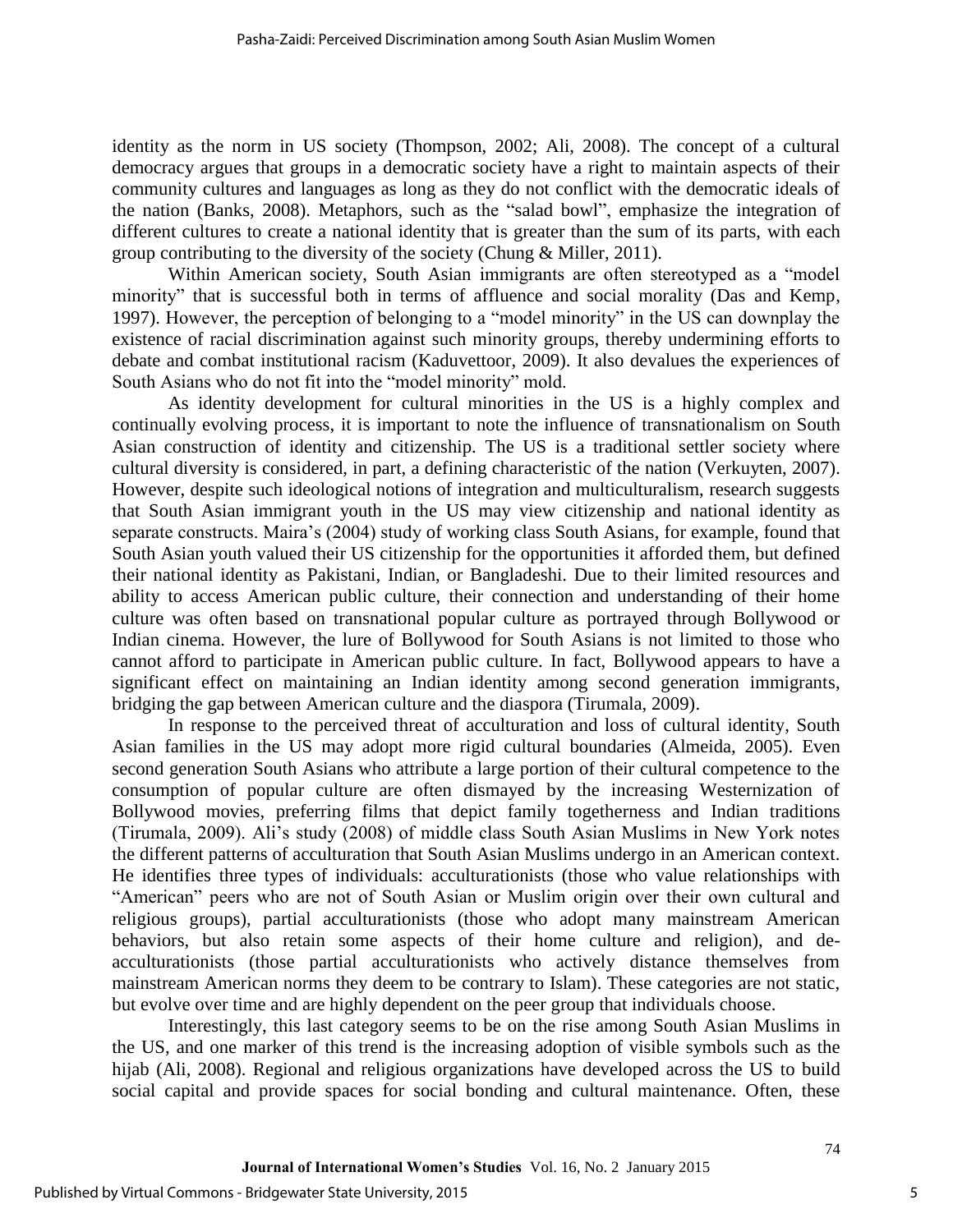identity as the norm in US society (Thompson, 2002; Ali, 2008). The concept of a cultural democracy argues that groups in a democratic society have a right to maintain aspects of their community cultures and languages as long as they do not conflict with the democratic ideals of the nation (Banks, 2008). Metaphors, such as the "salad bowl", emphasize the integration of different cultures to create a national identity that is greater than the sum of its parts, with each group contributing to the diversity of the society (Chung & Miller, 2011).

Within American society, South Asian immigrants are often stereotyped as a "model minority" that is successful both in terms of affluence and social morality (Das and Kemp, 1997). However, the perception of belonging to a "model minority" in the US can downplay the existence of racial discrimination against such minority groups, thereby undermining efforts to debate and combat institutional racism (Kaduvettoor, 2009). It also devalues the experiences of South Asians who do not fit into the "model minority" mold.

As identity development for cultural minorities in the US is a highly complex and continually evolving process, it is important to note the influence of transnationalism on South Asian construction of identity and citizenship. The US is a traditional settler society where cultural diversity is considered, in part, a defining characteristic of the nation (Verkuyten, 2007). However, despite such ideological notions of integration and multiculturalism, research suggests that South Asian immigrant youth in the US may view citizenship and national identity as separate constructs. Maira's (2004) study of working class South Asians, for example, found that South Asian youth valued their US citizenship for the opportunities it afforded them, but defined their national identity as Pakistani, Indian, or Bangladeshi. Due to their limited resources and ability to access American public culture, their connection and understanding of their home culture was often based on transnational popular culture as portrayed through Bollywood or Indian cinema. However, the lure of Bollywood for South Asians is not limited to those who cannot afford to participate in American public culture. In fact, Bollywood appears to have a significant effect on maintaining an Indian identity among second generation immigrants, bridging the gap between American culture and the diaspora (Tirumala, 2009).

In response to the perceived threat of acculturation and loss of cultural identity, South Asian families in the US may adopt more rigid cultural boundaries (Almeida, 2005). Even second generation South Asians who attribute a large portion of their cultural competence to the consumption of popular culture are often dismayed by the increasing Westernization of Bollywood movies, preferring films that depict family togetherness and Indian traditions (Tirumala, 2009). Ali's study (2008) of middle class South Asian Muslims in New York notes the different patterns of acculturation that South Asian Muslims undergo in an American context. He identifies three types of individuals: acculturationists (those who value relationships with "American" peers who are not of South Asian or Muslim origin over their own cultural and religious groups), partial acculturationists (those who adopt many mainstream American behaviors, but also retain some aspects of their home culture and religion), and de-acculturationists (those partial acculturationists who actively distance themselves from mainstream American norms they deem to be contrary to Islam). These categories are not static, but evolve over time and are highly dependent on the peer group that individuals choose.

Interestingly, this last category seems to be on the rise among South Asian Muslims in the US, and one marker of this trend is the increasing adoption of visible symbols such as the hijab (Ali, 2008). Regional and religious organizations have developed across the US to build social capital and provide spaces for social bonding and cultural maintenance. Often, these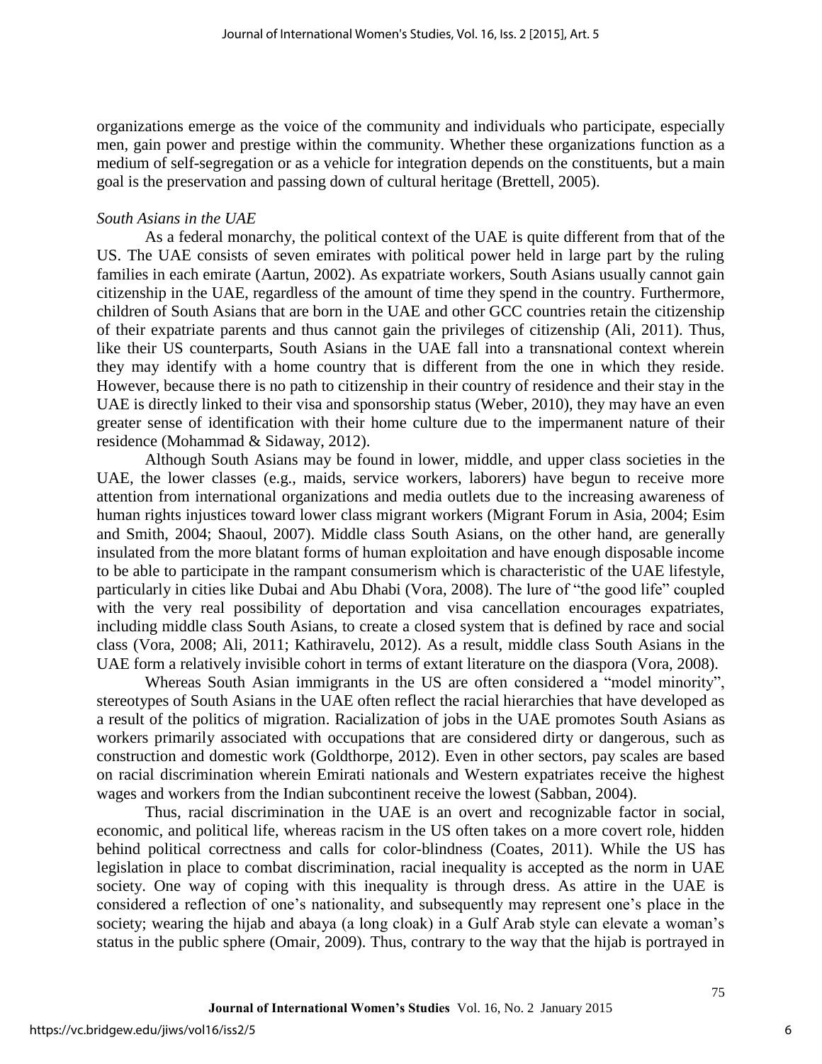organizations emerge as the voice of the community and individuals who participate, especially men, gain power and prestige within the community. Whether these organizations function as a medium of self-segregation or as a vehicle for integration depends on the constituents, but a main goal is the preservation and passing down of cultural heritage (Brettell, 2005).

*South Asians in the UAE*

As a federal monarchy, the political context of the UAE is quite different from that of the US. The UAE consists of seven emirates with political power held in large part by the ruling families in each emirate (Aartun, 2002). As expatriate workers, South Asians usually cannot gain citizenship in the UAE, regardless of the amount of time they spend in the country. Furthermore, children of South Asians that are born in the UAE and other GCC countries retain the citizenship of their expatriate parents and thus cannot gain the privileges of citizenship (Ali, 2011). Thus, like their US counterparts, South Asians in the UAE fall into a transnational context wherein they may identify with a home country that is different from the one in which they reside. However, because there is no path to citizenship in their country of residence and their stay in the UAE is directly linked to their visa and sponsorship status (Weber, 2010), they may have an even greater sense of identification with their home culture due to the impermanent nature of their residence (Mohammad & Sidaway, 2012).

Although South Asians may be found in lower, middle, and upper class societies in the UAE, the lower classes (e.g., maids, service workers, laborers) have begun to receive more attention from international organizations and media outlets due to the increasing awareness of human rights injustices toward lower class migrant workers (Migrant Forum in Asia, 2004; Esim and Smith, 2004; Shaoul, 2007). Middle class South Asians, on the other hand, are generally insulated from the more blatant forms of human exploitation and have enough disposable income to be able to participate in the rampant consumerism which is characteristic of the UAE lifestyle, particularly in cities like Dubai and Abu Dhabi (Vora, 2008). The lure of "the good life" coupled with the very real possibility of deportation and visa cancellation encourages expatriates, including middle class South Asians, to create a closed system that is defined by race and social class (Vora, 2008; Ali, 2011; Kathiravelu, 2012). As a result, middle class South Asians in the UAE form a relatively invisible cohort in terms of extant literature on the diaspora (Vora, 2008).

Whereas South Asian immigrants in the US are often considered a "model minority", stereotypes of South Asians in the UAE often reflect the racial hierarchies that have developed as a result of the politics of migration. Racialization of jobs in the UAE promotes South Asians as workers primarily associated with occupations that are considered dirty or dangerous, such as construction and domestic work (Goldthorpe, 2012). Even in other sectors, pay scales are based on racial discrimination wherein Emirati nationals and Western expatriates receive the highest wages and workers from the Indian subcontinent receive the lowest (Sabban, 2004).

Thus, racial discrimination in the UAE is an overt and recognizable factor in social, economic, and political life, whereas racism in the US often takes on a more covert role, hidden behind political correctness and calls for color-blindness (Coates, 2011). While the US has legislation in place to combat discrimination, racial inequality is accepted as the norm in UAE society. One way of coping with this inequality is through dress. As attire in the UAE is considered a reflection of one's nationality, and subsequently may represent one's place in the society; wearing the hijab and abaya (a long cloak) in a Gulf Arab style can elevate a woman's status in the public sphere (Omair, 2009). Thus, contrary to the way that the hijab is portrayed in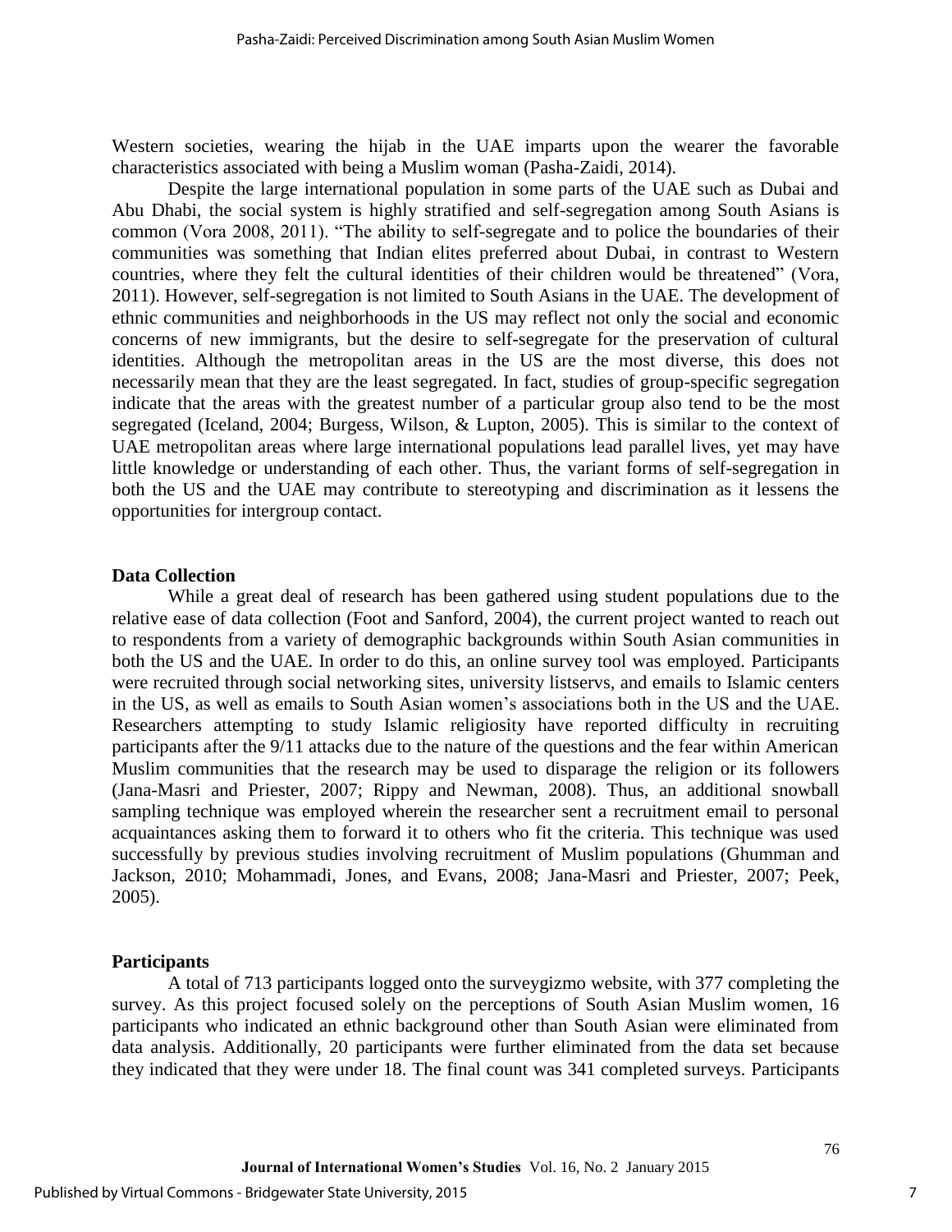Western societies, wearing the hijab in the UAE imparts upon the wearer the favorable characteristics associated with being a Muslim woman (Pasha-Zaidi, 2014).

Despite the large international population in some parts of the UAE such as Dubai and Abu Dhabi, the social system is highly stratified and self-segregation among South Asians is common (Vora 2008, 2011). "The ability to self-segregate and to police the boundaries of their communities was something that Indian elites preferred about Dubai, in contrast to Western countries, where they felt the cultural identities of their children would be threatened" (Vora, 2011). However, self-segregation is not limited to South Asians in the UAE. The development of ethnic communities and neighborhoods in the US may reflect not only the social and economic concerns of new immigrants, but the desire to self-segregate for the preservation of cultural identities. Although the metropolitan areas in the US are the most diverse, this does not necessarily mean that they are the least segregated. In fact, studies of group-specific segregation indicate that the areas with the greatest number of a particular group also tend to be the most segregated (Iceland, 2004; Burgess, Wilson, & Lupton, 2005). This is similar to the context of UAE metropolitan areas where large international populations lead parallel lives, yet may have little knowledge or understanding of each other. Thus, the variant forms of self-segregation in both the US and the UAE may contribute to stereotyping and discrimination as it lessens the opportunities for intergroup contact.

**Data Collection**

While a great deal of research has been gathered using student populations due to the relative ease of data collection (Foot and Sanford, 2004), the current project wanted to reach out to respondents from a variety of demographic backgrounds within South Asian communities in both the US and the UAE. In order to do this, an online survey tool was employed. Participants were recruited through social networking sites, university listservs, and emails to Islamic centers in the US, as well as emails to South Asian women's associations both in the US and the UAE. Researchers attempting to study Islamic religiosity have reported difficulty in recruiting participants after the 9/11 attacks due to the nature of the questions and the fear within American Muslim communities that the research may be used to disparage the religion or its followers (Jana-Masri and Priester, 2007; Rippy and Newman, 2008). Thus, an additional snowball sampling technique was employed wherein the researcher sent a recruitment email to personal acquaintances asking them to forward it to others who fit the criteria. This technique was used successfully by previous studies involving recruitment of Muslim populations (Ghumman and Jackson, 2010; Mohammadi, Jones, and Evans, 2008; Jana-Masri and Priester, 2007; Peek, 2005).

**Participants**

A total of 713 participants logged onto the surveygizmo website, with 377 completing the survey. As this project focused solely on the perceptions of South Asian Muslim women, 16 participants who indicated an ethnic background other than South Asian were eliminated from data analysis. Additionally, 20 participants were further eliminated from the data set because they indicated that they were under 18. The final count was 341 completed surveys. Participants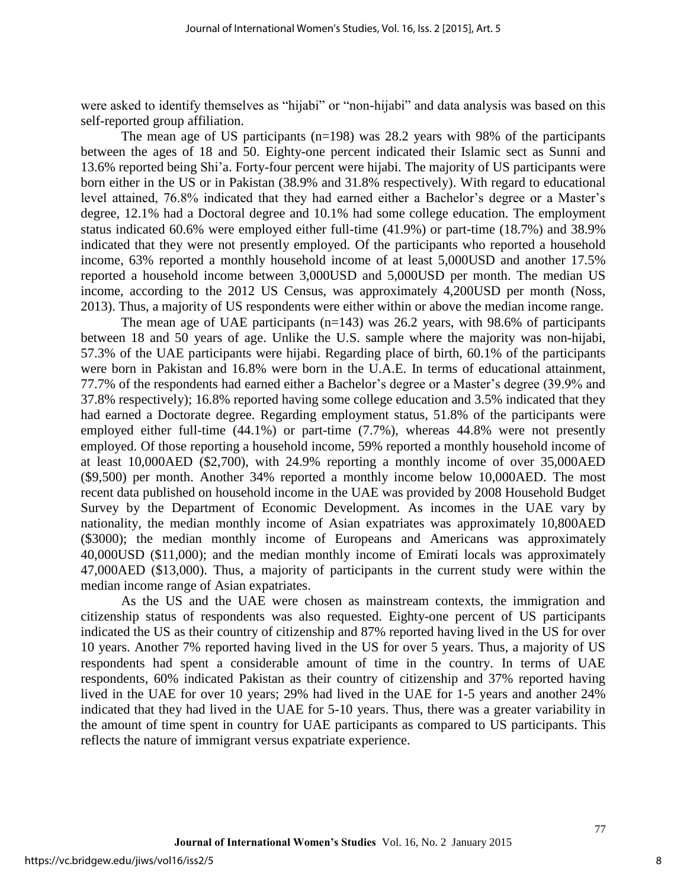were asked to identify themselves as "hijabi" or "non-hijabi" and data analysis was based on this self-reported group affiliation.

The mean age of US participants (n=198) was 28.2 years with 98% of the participants between the ages of 18 and 50. Eighty-one percent indicated their Islamic sect as Sunni and 13.6% reported being Shi'a. Forty-four percent were hijabi. The majority of US participants were born either in the US or in Pakistan (38.9% and 31.8% respectively). With regard to educational level attained, 76.8% indicated that they had earned either a Bachelor's degree or a Master's degree, 12.1% had a Doctoral degree and 10.1% had some college education. The employment status indicated 60.6% were employed either full-time (41.9%) or part-time (18.7%) and 38.9% indicated that they were not presently employed. Of the participants who reported a household income, 63% reported a monthly household income of at least 5,000USD and another 17.5% reported a household income between 3,000USD and 5,000USD per month. The median US income, according to the 2012 US Census, was approximately 4,200USD per month (Noss, 2013). Thus, a majority of US respondents were either within or above the median income range.

The mean age of UAE participants (n=143) was 26.2 years, with 98.6% of participants between 18 and 50 years of age. Unlike the U.S. sample where the majority was non-hijabi, 57.3% of the UAE participants were hijabi. Regarding place of birth, 60.1% of the participants were born in Pakistan and 16.8% were born in the U.A.E. In terms of educational attainment, 77.7% of the respondents had earned either a Bachelor's degree or a Master's degree (39.9% and 37.8% respectively); 16.8% reported having some college education and 3.5% indicated that they had earned a Doctorate degree. Regarding employment status, 51.8% of the participants were employed either full-time (44.1%) or part-time (7.7%), whereas 44.8% were not presently employed. Of those reporting a household income, 59% reported a monthly household income of at least 10,000AED ($2,700), with 24.9% reporting a monthly income of over 35,000AED ($9,500) per month. Another 34% reported a monthly income below 10,000AED. The most recent data published on household income in the UAE was provided by 2008 Household Budget Survey by the Department of Economic Development. As incomes in the UAE vary by nationality, the median monthly income of Asian expatriates was approximately 10,800AED ($3000); the median monthly income of Europeans and Americans was approximately 40,000USD ($11,000); and the median monthly income of Emirati locals was approximately 47,000AED ($13,000). Thus, a majority of participants in the current study were within the median income range of Asian expatriates.

As the US and the UAE were chosen as mainstream contexts, the immigration and citizenship status of respondents was also requested. Eighty-one percent of US participants indicated the US as their country of citizenship and 87% reported having lived in the US for over 10 years. Another 7% reported having lived in the US for over 5 years. Thus, a majority of US respondents had spent a considerable amount of time in the country. In terms of UAE respondents, 60% indicated Pakistan as their country of citizenship and 37% reported having lived in the UAE for over 10 years; 29% had lived in the UAE for 1-5 years and another 24% indicated that they had lived in the UAE for 5-10 years. Thus, there was a greater variability in the amount of time spent in country for UAE participants as compared to US participants. This reflects the nature of immigrant versus expatriate experience.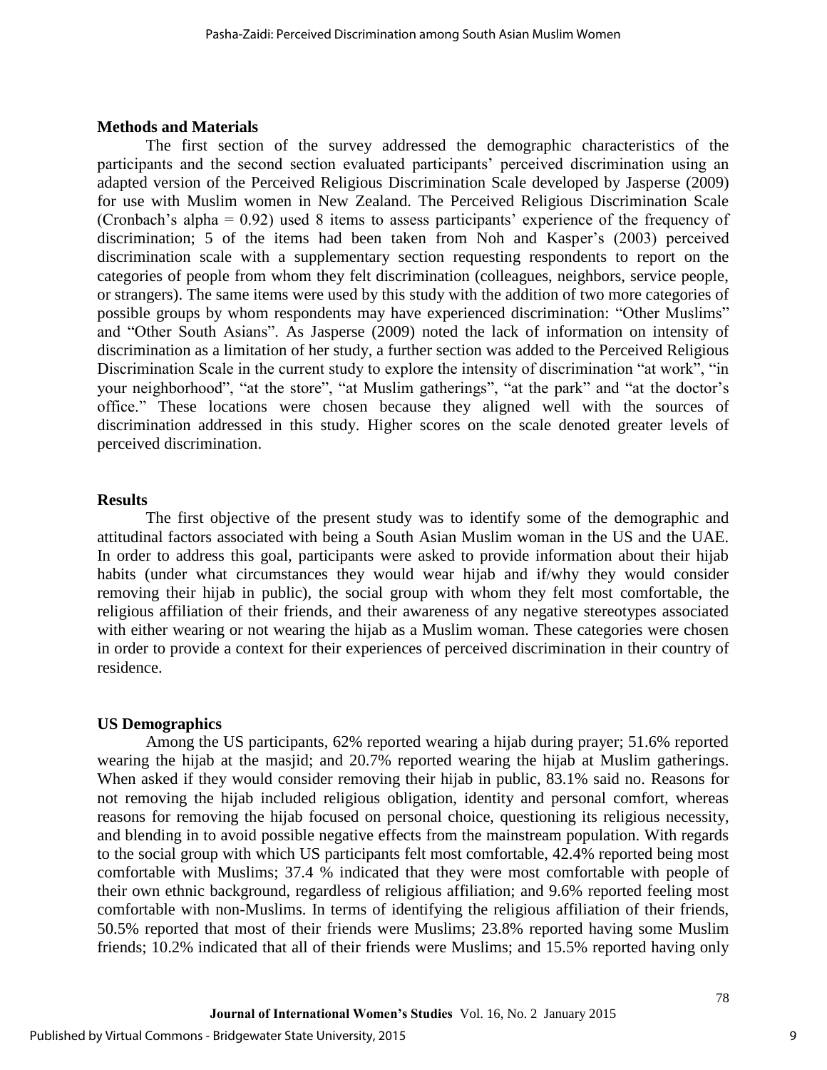**Methods and Materials**

The first section of the survey addressed the demographic characteristics of the participants and the second section evaluated participants' perceived discrimination using an adapted version of the Perceived Religious Discrimination Scale developed by Jasperse (2009) for use with Muslim women in New Zealand. The Perceived Religious Discrimination Scale (Cronbach's alpha = 0.92) used 8 items to assess participants' experience of the frequency of discrimination; 5 of the items had been taken from Noh and Kasper's (2003) perceived discrimination scale with a supplementary section requesting respondents to report on the categories of people from whom they felt discrimination (colleagues, neighbors, service people, or strangers). The same items were used by this study with the addition of two more categories of possible groups by whom respondents may have experienced discrimination: "Other Muslims" and "Other South Asians". As Jasperse (2009) noted the lack of information on intensity of discrimination as a limitation of her study, a further section was added to the Perceived Religious Discrimination Scale in the current study to explore the intensity of discrimination "at work", "in your neighborhood", "at the store", "at Muslim gatherings", "at the park" and "at the doctor's office." These locations were chosen because they aligned well with the sources of discrimination addressed in this study. Higher scores on the scale denoted greater levels of perceived discrimination.

**Results**

The first objective of the present study was to identify some of the demographic and attitudinal factors associated with being a South Asian Muslim woman in the US and the UAE. In order to address this goal, participants were asked to provide information about their hijab habits (under what circumstances they would wear hijab and if/why they would consider removing their hijab in public), the social group with whom they felt most comfortable, the religious affiliation of their friends, and their awareness of any negative stereotypes associated with either wearing or not wearing the hijab as a Muslim woman. These categories were chosen in order to provide a context for their experiences of perceived discrimination in their country of residence.

**US Demographics**

Among the US participants, 62% reported wearing a hijab during prayer; 51.6% reported wearing the hijab at the masjid; and 20.7% reported wearing the hijab at Muslim gatherings. When asked if they would consider removing their hijab in public, 83.1% said no. Reasons for not removing the hijab included religious obligation, identity and personal comfort, whereas reasons for removing the hijab focused on personal choice, questioning its religious necessity, and blending in to avoid possible negative effects from the mainstream population. With regards to the social group with which US participants felt most comfortable, 42.4% reported being most comfortable with Muslims; 37.4 % indicated that they were most comfortable with people of their own ethnic background, regardless of religious affiliation; and 9.6% reported feeling most comfortable with non-Muslims. In terms of identifying the religious affiliation of their friends, 50.5% reported that most of their friends were Muslims; 23.8% reported having some Muslim friends; 10.2% indicated that all of their friends were Muslims; and 15.5% reported having only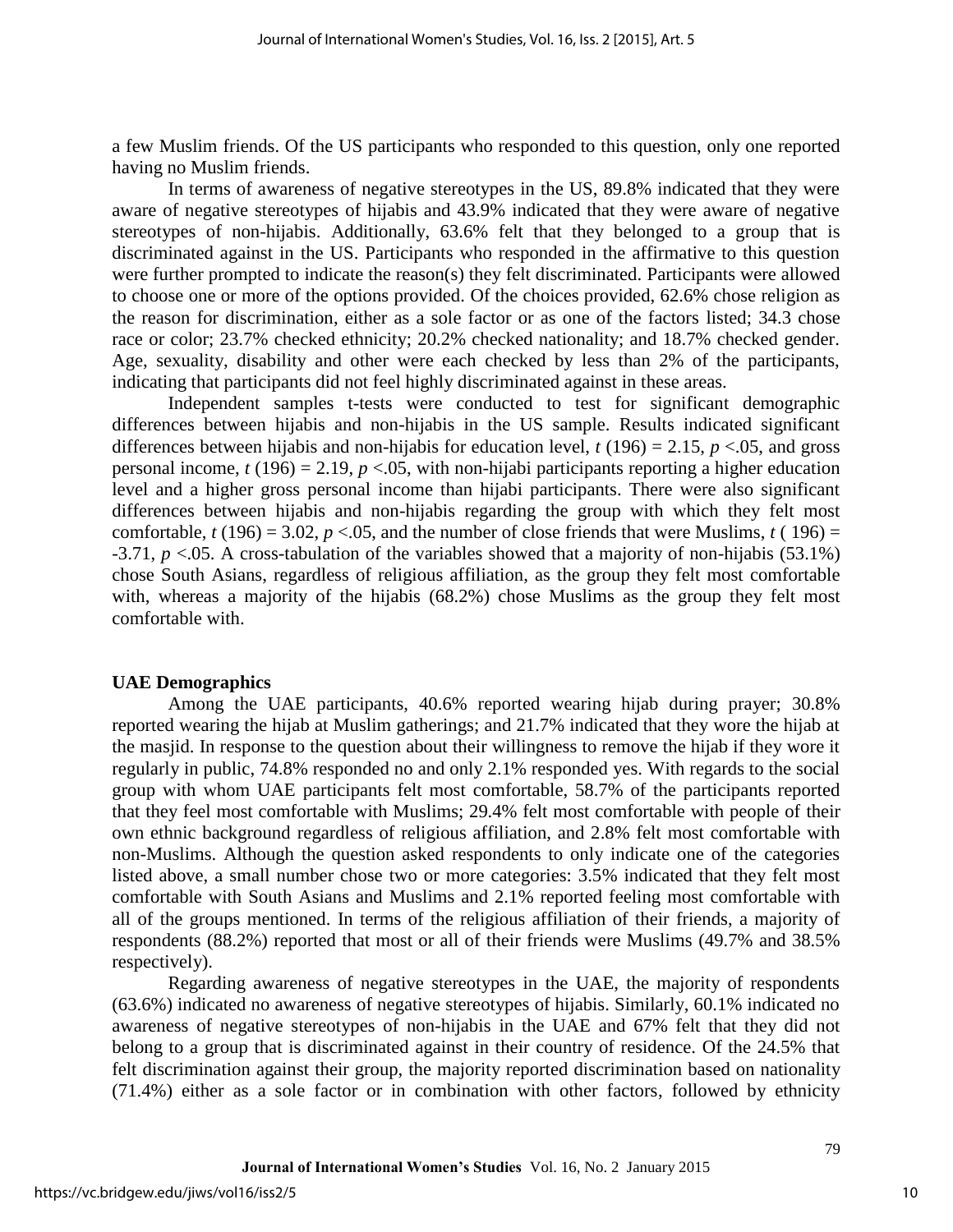a few Muslim friends. Of the US participants who responded to this question, only one reported having no Muslim friends.

In terms of awareness of negative stereotypes in the US, 89.8% indicated that they were aware of negative stereotypes of hijabis and 43.9% indicated that they were aware of negative stereotypes of non-hijabis. Additionally, 63.6% felt that they belonged to a group that is discriminated against in the US. Participants who responded in the affirmative to this question were further prompted to indicate the reason(s) they felt discriminated. Participants were allowed to choose one or more of the options provided. Of the choices provided, 62.6% chose religion as the reason for discrimination, either as a sole factor or as one of the factors listed; 34.3 chose race or color; 23.7% checked ethnicity; 20.2% checked nationality; and 18.7% checked gender. Age, sexuality, disability and other were each checked by less than 2% of the participants, indicating that participants did not feel highly discriminated against in these areas.

Independent samples t-tests were conducted to test for significant demographic differences between hijabis and non-hijabis in the US sample. Results indicated significant differences between hijabis and non-hijabis for education level, $t\ (196) = 2.15$, $p < .05$, and gross personal income, $t\ (196) = 2.19$, $p < .05$, with non-hijabi participants reporting a higher education level and a higher gross personal income than hijabi participants. There were also significant differences between hijabis and non-hijabis regarding the group with which they felt most comfortable, $t\ (196) = 3.02$, $p < .05$, and the number of close friends that were Muslims, $t\ (196) = -3.71$, $p < .05$. A cross-tabulation of the variables showed that a majority of non-hijabis (53.1%) chose South Asians, regardless of religious affiliation, as the group they felt most comfortable with, whereas a majority of the hijabis (68.2%) chose Muslims as the group they felt most comfortable with.

**UAE Demographics**

Among the UAE participants, 40.6% reported wearing hijab during prayer; 30.8% reported wearing the hijab at Muslim gatherings; and 21.7% indicated that they wore the hijab at the masjid. In response to the question about their willingness to remove the hijab if they wore it regularly in public, 74.8% responded no and only 2.1% responded yes. With regards to the social group with whom UAE participants felt most comfortable, 58.7% of the participants reported that they feel most comfortable with Muslims; 29.4% felt most comfortable with people of their own ethnic background regardless of religious affiliation, and 2.8% felt most comfortable with non-Muslims. Although the question asked respondents to only indicate one of the categories listed above, a small number chose two or more categories: 3.5% indicated that they felt most comfortable with South Asians and Muslims and 2.1% reported feeling most comfortable with all of the groups mentioned. In terms of the religious affiliation of their friends, a majority of respondents (88.2%) reported that most or all of their friends were Muslims (49.7% and 38.5% respectively).

Regarding awareness of negative stereotypes in the UAE, the majority of respondents (63.6%) indicated no awareness of negative stereotypes of hijabis. Similarly, 60.1% indicated no awareness of negative stereotypes of non-hijabis in the UAE and 67% felt that they did not belong to a group that is discriminated against in their country of residence. Of the 24.5% that felt discrimination against their group, the majority reported discrimination based on nationality (71.4%) either as a sole factor or in combination with other factors, followed by ethnicity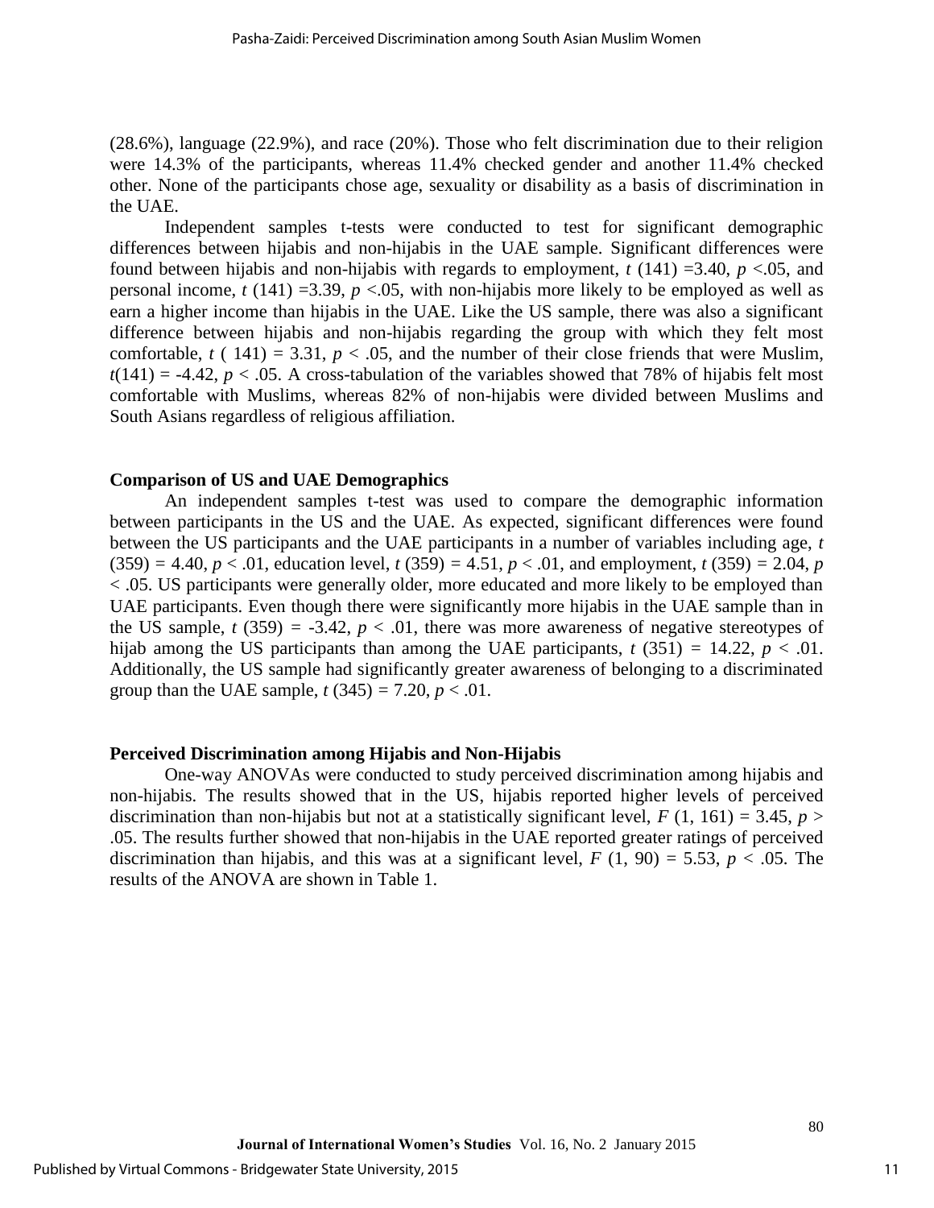(28.6%), language (22.9%), and race (20%). Those who felt discrimination due to their religion were 14.3% of the participants, whereas 11.4% checked gender and another 11.4% checked other. None of the participants chose age, sexuality or disability as a basis of discrimination in the UAE.

Independent samples t-tests were conducted to test for significant demographic differences between hijabis and non-hijabis in the UAE sample. Significant differences were found between hijabis and non-hijabis with regards to employment, $t$ (141) =3.40, $p$ <.05, and personal income, $t$ (141) =3.39, $p$ <.05, with non-hijabis more likely to be employed as well as earn a higher income than hijabis in the UAE. Like the US sample, there was also a significant difference between hijabis and non-hijabis regarding the group with which they felt most comfortable, $t$ ( 141) = 3.31, $p$ < .05, and the number of their close friends that were Muslim, $t$(141) = -4.42, $p$ < .05. A cross-tabulation of the variables showed that 78% of hijabis felt most comfortable with Muslims, whereas 82% of non-hijabis were divided between Muslims and South Asians regardless of religious affiliation.

### Comparison of US and UAE Demographics

An independent samples t-test was used to compare the demographic information between participants in the US and the UAE. As expected, significant differences were found between the US participants and the UAE participants in a number of variables including age, $t$ (359) = 4.40, $p$ < .01, education level, $t$ (359) = 4.51, $p$ < .01, and employment, $t$ (359) = 2.04, $p$ < .05. US participants were generally older, more educated and more likely to be employed than UAE participants. Even though there were significantly more hijabis in the UAE sample than in the US sample, $t$ (359) = -3.42, $p$ < .01, there was more awareness of negative stereotypes of hijab among the US participants than among the UAE participants, $t$ (351) = 14.22, $p$ < .01. Additionally, the US sample had significantly greater awareness of belonging to a discriminated group than the UAE sample, $t$ (345) = 7.20, $p$ < .01.

### Perceived Discrimination among Hijabis and Non-Hijabis

One-way ANOVAs were conducted to study perceived discrimination among hijabis and non-hijabis. The results showed that in the US, hijabis reported higher levels of perceived discrimination than non-hijabis but not at a statistically significant level, $F$ (1, 161) = 3.45, $p$ > .05. The results further showed that non-hijabis in the UAE reported greater ratings of perceived discrimination than hijabis, and this was at a significant level, $F$ (1, 90) = 5.53, $p$ < .05. The results of the ANOVA are shown in Table 1.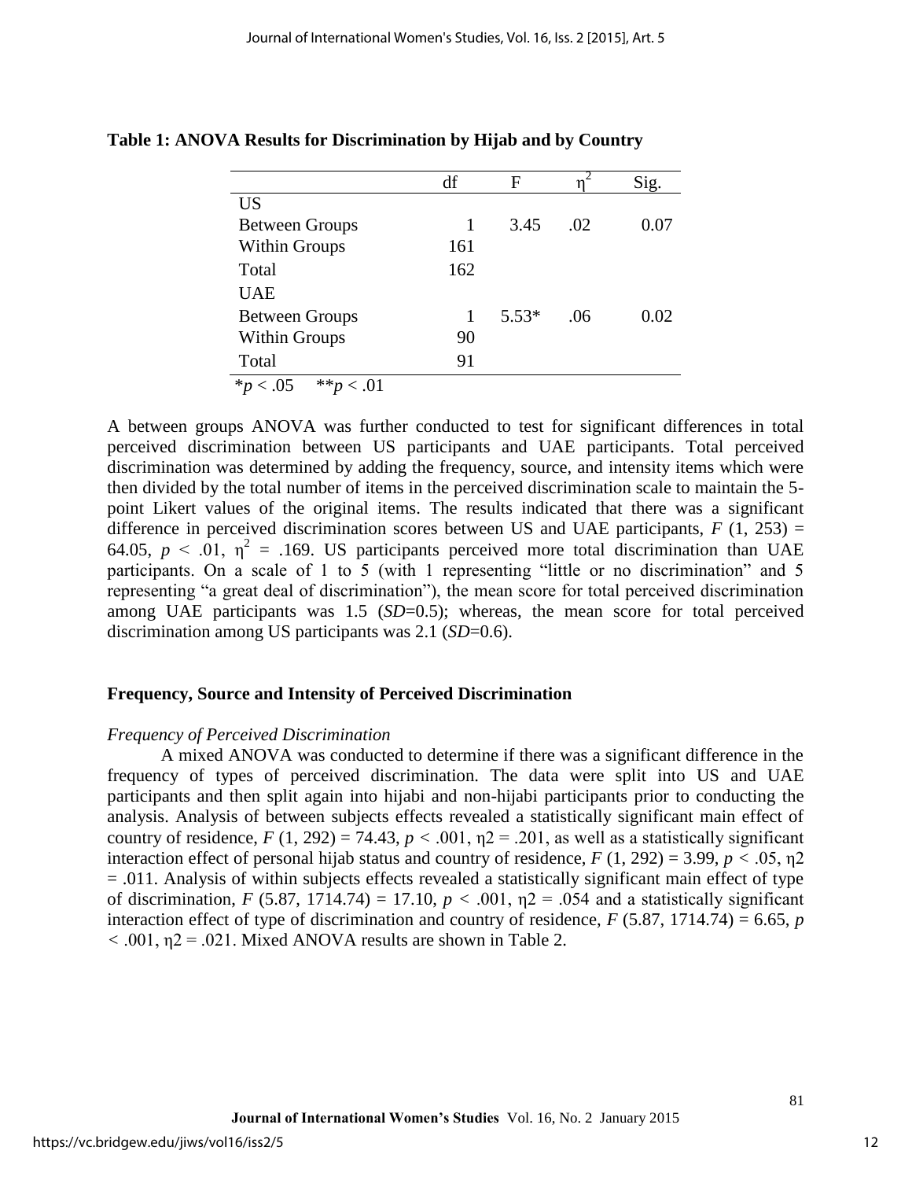**Table 1: ANOVA Results for Discrimination by Hijab and by Country**

| | df | F | $\eta^2$ | Sig. |
|---|---|---|---|---|
| US | | | | |
| Between Groups | 1 | 3.45 | .02 | 0.07 |
| Within Groups | 161 | | | |
| Total | 162 | | | |
| UAE | | | | |
| Between Groups | 1 | 5.53* | .06 | 0.02 |
| Within Groups | 90 | | | |
| Total | 91 | | | |

*$p < .05$ **$p < .01$

A between groups ANOVA was further conducted to test for significant differences in total perceived discrimination between US participants and UAE participants. Total perceived discrimination was determined by adding the frequency, source, and intensity items which were then divided by the total number of items in the perceived discrimination scale to maintain the 5-point Likert values of the original items. The results indicated that there was a significant difference in perceived discrimination scores between US and UAE participants, $F$ (1, 253) = 64.05, $p < .01$, $\eta^2 = .169$. US participants perceived more total discrimination than UAE participants. On a scale of 1 to 5 (with 1 representing "little or no discrimination" and 5 representing "a great deal of discrimination"), the mean score for total perceived discrimination among UAE participants was 1.5 (*SD*=0.5); whereas, the mean score for total perceived discrimination among US participants was 2.1 (*SD*=0.6).

## Frequency, Source and Intensity of Perceived Discrimination

### *Frequency of Perceived Discrimination*

A mixed ANOVA was conducted to determine if there was a significant difference in the frequency of types of perceived discrimination. The data were split into US and UAE participants and then split again into hijabi and non-hijabi participants prior to conducting the analysis. Analysis of between subjects effects revealed a statistically significant main effect of country of residence, $F$ (1, 292) = 74.43, $p < .001$, $\eta 2 = .201$, as well as a statistically significant interaction effect of personal hijab status and country of residence, $F$ (1, 292) = 3.99, $p < .05$, $\eta 2 = .011$. Analysis of within subjects effects revealed a statistically significant main effect of type of discrimination, $F$ (5.87, 1714.74) = 17.10, $p < .001$, $\eta 2 = .054$ and a statistically significant interaction effect of type of discrimination and country of residence, $F$ (5.87, 1714.74) = 6.65, $p < .001$, $\eta 2 = .021$. Mixed ANOVA results are shown in Table 2.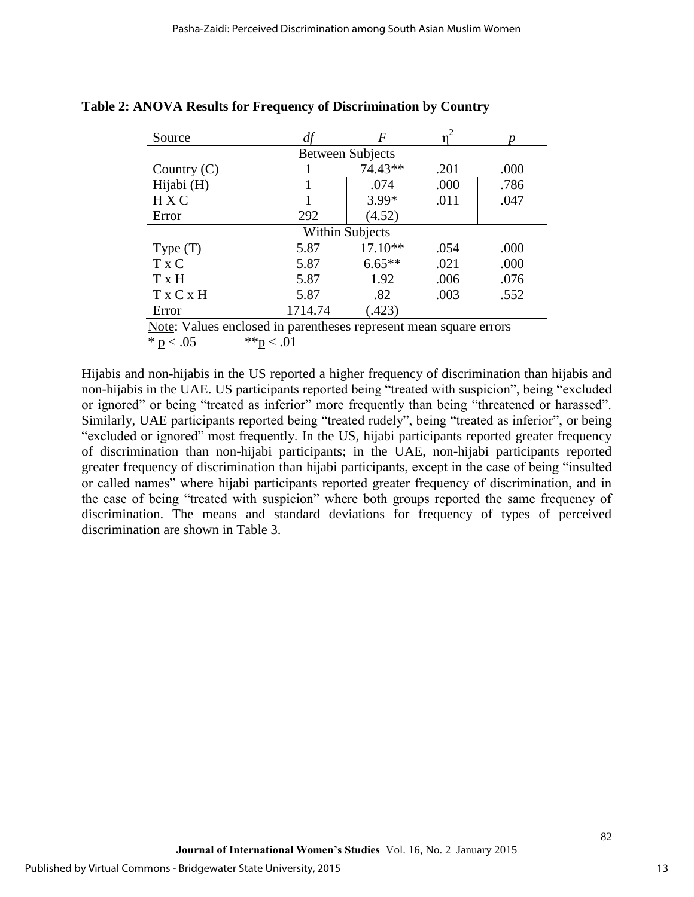**Table 2: ANOVA Results for Frequency of Discrimination by Country**

| Source | *df* | *F* | $\eta^2$ | *p* |
|---|---|---|---|---|
| Between Subjects | | | | |
| Country (C) | 1 | 74.43** | .201 | .000 |
| Hijabi (H) | 1 | .074 | .000 | .786 |
| H X C | 1 | 3.99* | .011 | .047 |
| Error | 292 | (4.52) | | |
| Within Subjects | | | | |
| Type (T) | 5.87 | 17.10** | .054 | .000 |
| T x C | 5.87 | 6.65** | .021 | .000 |
| T x H | 5.87 | 1.92 | .006 | .076 |
| T x C x H | 5.87 | .82 | .003 | .552 |
| Error | 1714.74 | (.423) | | |

Note: Values enclosed in parentheses represent mean square errors
* $p < .05$ &nbsp;&nbsp;&nbsp; ** $p < .01$

Hijabis and non-hijabis in the US reported a higher frequency of discrimination than hijabis and non-hijabis in the UAE. US participants reported being "treated with suspicion", being "excluded or ignored" or being "treated as inferior" more frequently than being "threatened or harassed". Similarly, UAE participants reported being "treated rudely", being "treated as inferior", or being "excluded or ignored" most frequently. In the US, hijabi participants reported greater frequency of discrimination than non-hijabi participants; in the UAE, non-hijabi participants reported greater frequency of discrimination than hijabi participants, except in the case of being "insulted or called names" where hijabi participants reported greater frequency of discrimination, and in the case of being "treated with suspicion" where both groups reported the same frequency of discrimination. The means and standard deviations for frequency of types of perceived discrimination are shown in Table 3.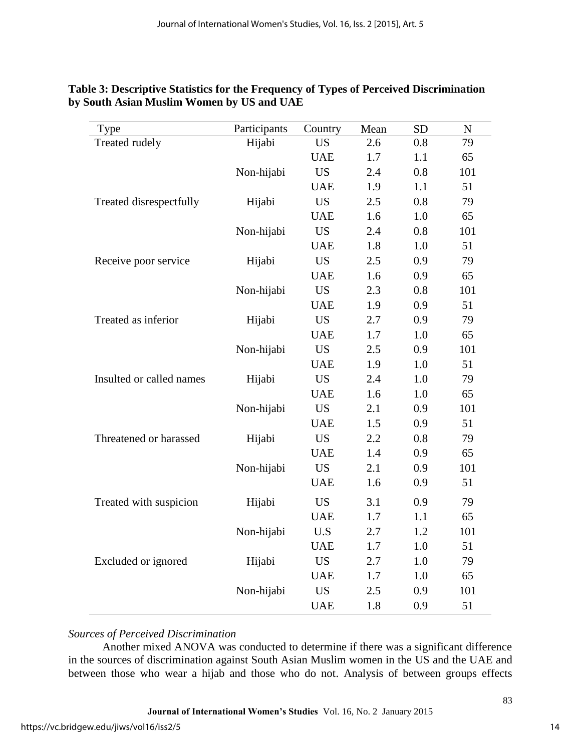**Table 3: Descriptive Statistics for the Frequency of Types of Perceived Discrimination by South Asian Muslim Women by US and UAE**

| Type | Participants | Country | Mean | SD | N |
|---|---|---|---|---|---|
| Treated rudely | Hijabi | US | 2.6 | 0.8 | 79 |
| | | UAE | 1.7 | 1.1 | 65 |
| | Non-hijabi | US | 2.4 | 0.8 | 101 |
| | | UAE | 1.9 | 1.1 | 51 |
| Treated disrespectfully | Hijabi | US | 2.5 | 0.8 | 79 |
| | | UAE | 1.6 | 1.0 | 65 |
| | Non-hijabi | US | 2.4 | 0.8 | 101 |
| | | UAE | 1.8 | 1.0 | 51 |
| Receive poor service | Hijabi | US | 2.5 | 0.9 | 79 |
| | | UAE | 1.6 | 0.9 | 65 |
| | Non-hijabi | US | 2.3 | 0.8 | 101 |
| | | UAE | 1.9 | 0.9 | 51 |
| Treated as inferior | Hijabi | US | 2.7 | 0.9 | 79 |
| | | UAE | 1.7 | 1.0 | 65 |
| | Non-hijabi | US | 2.5 | 0.9 | 101 |
| | | UAE | 1.9 | 1.0 | 51 |
| Insulted or called names | Hijabi | US | 2.4 | 1.0 | 79 |
| | | UAE | 1.6 | 1.0 | 65 |
| | Non-hijabi | US | 2.1 | 0.9 | 101 |
| | | UAE | 1.5 | 0.9 | 51 |
| Threatened or harassed | Hijabi | US | 2.2 | 0.8 | 79 |
| | | UAE | 1.4 | 0.9 | 65 |
| | Non-hijabi | US | 2.1 | 0.9 | 101 |
| | | UAE | 1.6 | 0.9 | 51 |
| Treated with suspicion | Hijabi | US | 3.1 | 0.9 | 79 |
| | | UAE | 1.7 | 1.1 | 65 |
| | Non-hijabi | U.S | 2.7 | 1.2 | 101 |
| | | UAE | 1.7 | 1.0 | 51 |
| Excluded or ignored | Hijabi | US | 2.7 | 1.0 | 79 |
| | | UAE | 1.7 | 1.0 | 65 |
| | Non-hijabi | US | 2.5 | 0.9 | 101 |
| | | UAE | 1.8 | 0.9 | 51 |

*Sources of Perceived Discrimination*

Another mixed ANOVA was conducted to determine if there was a significant difference in the sources of discrimination against South Asian Muslim women in the US and the UAE and between those who wear a hijab and those who do not. Analysis of between groups effects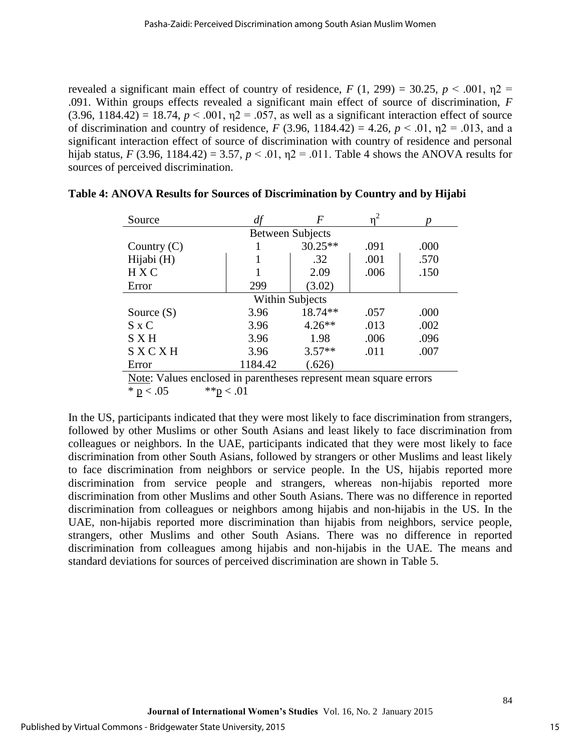revealed a significant main effect of country of residence, $F$ (1, 299) = 30.25, $p < .001$, $\eta^2$ = .091. Within groups effects revealed a significant main effect of source of discrimination, $F$ (3.96, 1184.42) = 18.74, $p < .001$, $\eta^2$ = .057, as well as a significant interaction effect of source of discrimination and country of residence, $F$ (3.96, 1184.42) = 4.26, $p < .01$, $\eta^2$ = .013, and a significant interaction effect of source of discrimination with country of residence and personal hijab status, $F$ (3.96, 1184.42) = 3.57, $p < .01$, $\eta^2$ = .011. Table 4 shows the ANOVA results for sources of perceived discrimination.

**Table 4: ANOVA Results for Sources of Discrimination by Country and by Hijabi**

| Source | *df* | *F* | $\eta^2$ | *p* |
|---|---|---|---|---|
| Between Subjects | | | | |
| Country (C) | 1 | 30.25** | .091 | .000 |
| Hijabi (H) | 1 | .32 | .001 | .570 |
| H X C | 1 | 2.09 | .006 | .150 |
| Error | 299 | (3.02) | | |
| Within Subjects | | | | |
| Source (S) | 3.96 | 18.74** | .057 | .000 |
| S x C | 3.96 | 4.26** | .013 | .002 |
| S X H | 3.96 | 1.98 | .006 | .096 |
| S X C X H | 3.96 | 3.57** | .011 | .007 |
| Error | 1184.42 | (.626) | | |

Note: Values enclosed in parentheses represent mean square errors
* $p < .05$ &nbsp;&nbsp;&nbsp; ** $p < .01$

In the US, participants indicated that they were most likely to face discrimination from strangers, followed by other Muslims or other South Asians and least likely to face discrimination from colleagues or neighbors. In the UAE, participants indicated that they were most likely to face discrimination from other South Asians, followed by strangers or other Muslims and least likely to face discrimination from neighbors or service people. In the US, hijabis reported more discrimination from service people and strangers, whereas non-hijabis reported more discrimination from other Muslims and other South Asians. There was no difference in reported discrimination from colleagues or neighbors among hijabis and non-hijabis in the US. In the UAE, non-hijabis reported more discrimination than hijabis from neighbors, service people, strangers, other Muslims and other South Asians. There was no difference in reported discrimination from colleagues among hijabis and non-hijabis in the UAE. The means and standard deviations for sources of perceived discrimination are shown in Table 5.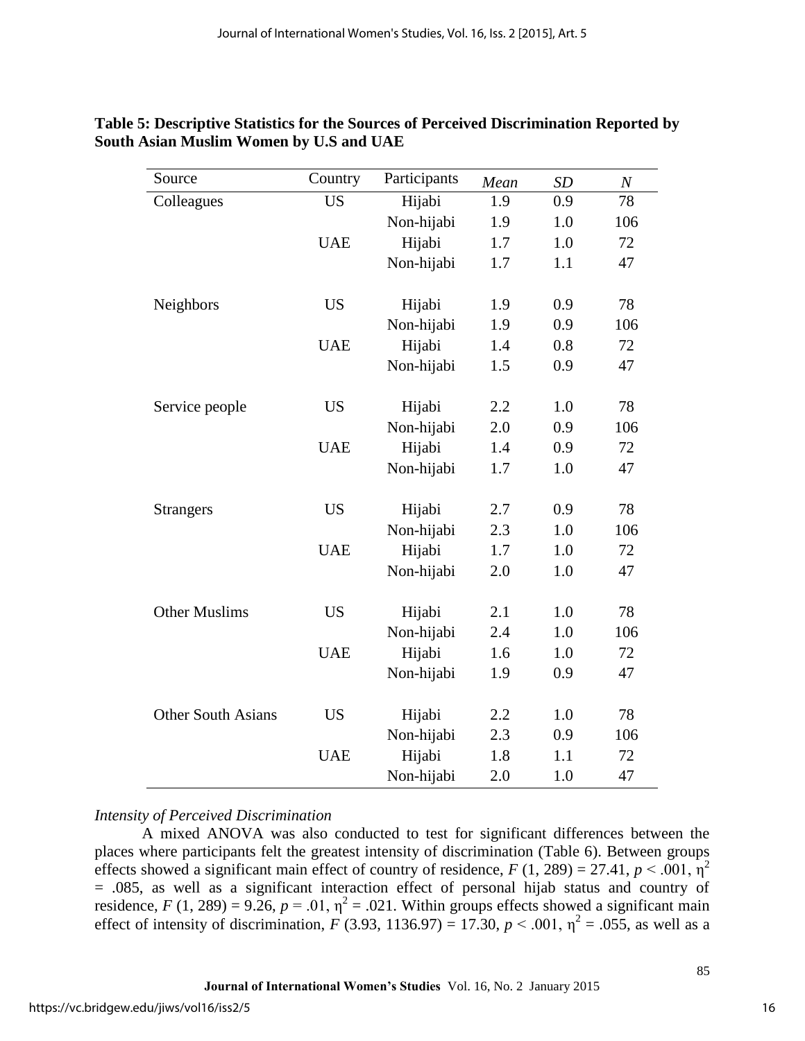**Table 5: Descriptive Statistics for the Sources of Perceived Discrimination Reported by South Asian Muslim Women by U.S and UAE**

| Source | Country | Participants | *Mean* | *SD* | *N* |
|---|---|---|---|---|---|
| Colleagues | US | Hijabi | 1.9 | 0.9 | 78 |
| | | Non-hijabi | 1.9 | 1.0 | 106 |
| | UAE | Hijabi | 1.7 | 1.0 | 72 |
| | | Non-hijabi | 1.7 | 1.1 | 47 |
| Neighbors | US | Hijabi | 1.9 | 0.9 | 78 |
| | | Non-hijabi | 1.9 | 0.9 | 106 |
| | UAE | Hijabi | 1.4 | 0.8 | 72 |
| | | Non-hijabi | 1.5 | 0.9 | 47 |
| Service people | US | Hijabi | 2.2 | 1.0 | 78 |
| | | Non-hijabi | 2.0 | 0.9 | 106 |
| | UAE | Hijabi | 1.4 | 0.9 | 72 |
| | | Non-hijabi | 1.7 | 1.0 | 47 |
| Strangers | US | Hijabi | 2.7 | 0.9 | 78 |
| | | Non-hijabi | 2.3 | 1.0 | 106 |
| | UAE | Hijabi | 1.7 | 1.0 | 72 |
| | | Non-hijabi | 2.0 | 1.0 | 47 |
| Other Muslims | US | Hijabi | 2.1 | 1.0 | 78 |
| | | Non-hijabi | 2.4 | 1.0 | 106 |
| | UAE | Hijabi | 1.6 | 1.0 | 72 |
| | | Non-hijabi | 1.9 | 0.9 | 47 |
| Other South Asians | US | Hijabi | 2.2 | 1.0 | 78 |
| | | Non-hijabi | 2.3 | 0.9 | 106 |
| | UAE | Hijabi | 1.8 | 1.1 | 72 |
| | | Non-hijabi | 2.0 | 1.0 | 47 |

*Intensity of Perceived Discrimination*

A mixed ANOVA was also conducted to test for significant differences between the places where participants felt the greatest intensity of discrimination (Table 6). Between groups effects showed a significant main effect of country of residence, $F(1, 289) = 27.41$, $p < .001$, $\eta^2 = .085$, as well as a significant interaction effect of personal hijab status and country of residence, $F(1, 289) = 9.26$, $p = .01$, $\eta^2 = .021$. Within groups effects showed a significant main effect of intensity of discrimination, $F(3.93, 1136.97) = 17.30$, $p < .001$, $\eta^2 = .055$, as well as a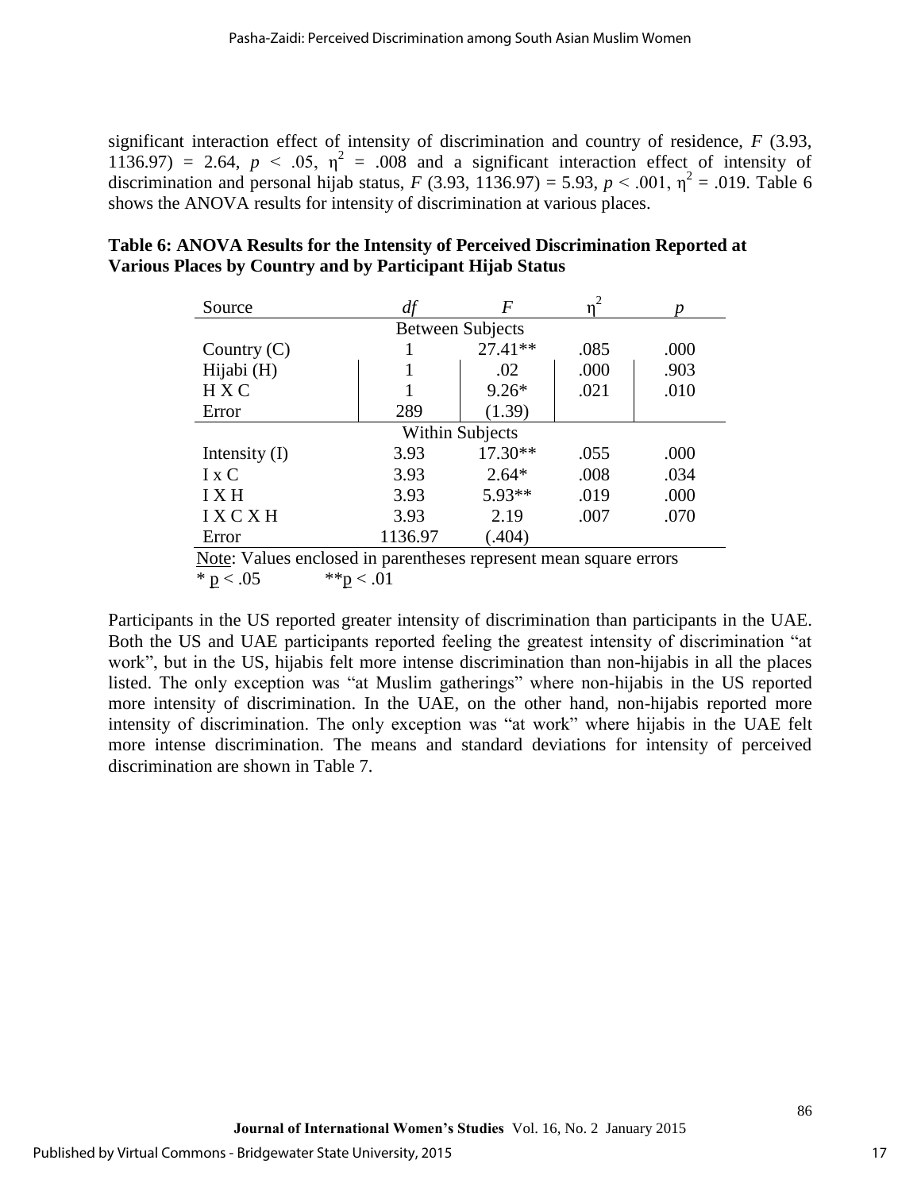significant interaction effect of intensity of discrimination and country of residence, $F$ (3.93, 1136.97) = 2.64, $p < .05$, $\eta^2 = .008$ and a significant interaction effect of intensity of discrimination and personal hijab status, $F$ (3.93, 1136.97) = 5.93, $p < .001$, $\eta^2 = .019$. Table 6 shows the ANOVA results for intensity of discrimination at various places.

**Table 6: ANOVA Results for the Intensity of Perceived Discrimination Reported at Various Places by Country and by Participant Hijab Status**

| Source | *df* | *F* | $\eta^2$ | *p* |
|---|---|---|---|---|
| Between Subjects | | | | |
| Country (C) | 1 | 27.41** | .085 | .000 |
| Hijabi (H) | 1 | .02 | .000 | .903 |
| H X C | 1 | 9.26* | .021 | .010 |
| Error | 289 | (1.39) | | |
| Within Subjects | | | | |
| Intensity (I) | 3.93 | 17.30** | .055 | .000 |
| I x C | 3.93 | 2.64* | .008 | .034 |
| I X H | 3.93 | 5.93** | .019 | .000 |
| I X C X H | 3.93 | 2.19 | .007 | .070 |
| Error | 1136.97 | (.404) | | |

Note: Values enclosed in parentheses represent mean square errors
* $p < .05$ ** $p < .01$

Participants in the US reported greater intensity of discrimination than participants in the UAE. Both the US and UAE participants reported feeling the greatest intensity of discrimination "at work", but in the US, hijabis felt more intense discrimination than non-hijabis in all the places listed. The only exception was "at Muslim gatherings" where non-hijabis in the US reported more intensity of discrimination. In the UAE, on the other hand, non-hijabis reported more intensity of discrimination. The only exception was "at work" where hijabis in the UAE felt more intense discrimination. The means and standard deviations for intensity of perceived discrimination are shown in Table 7.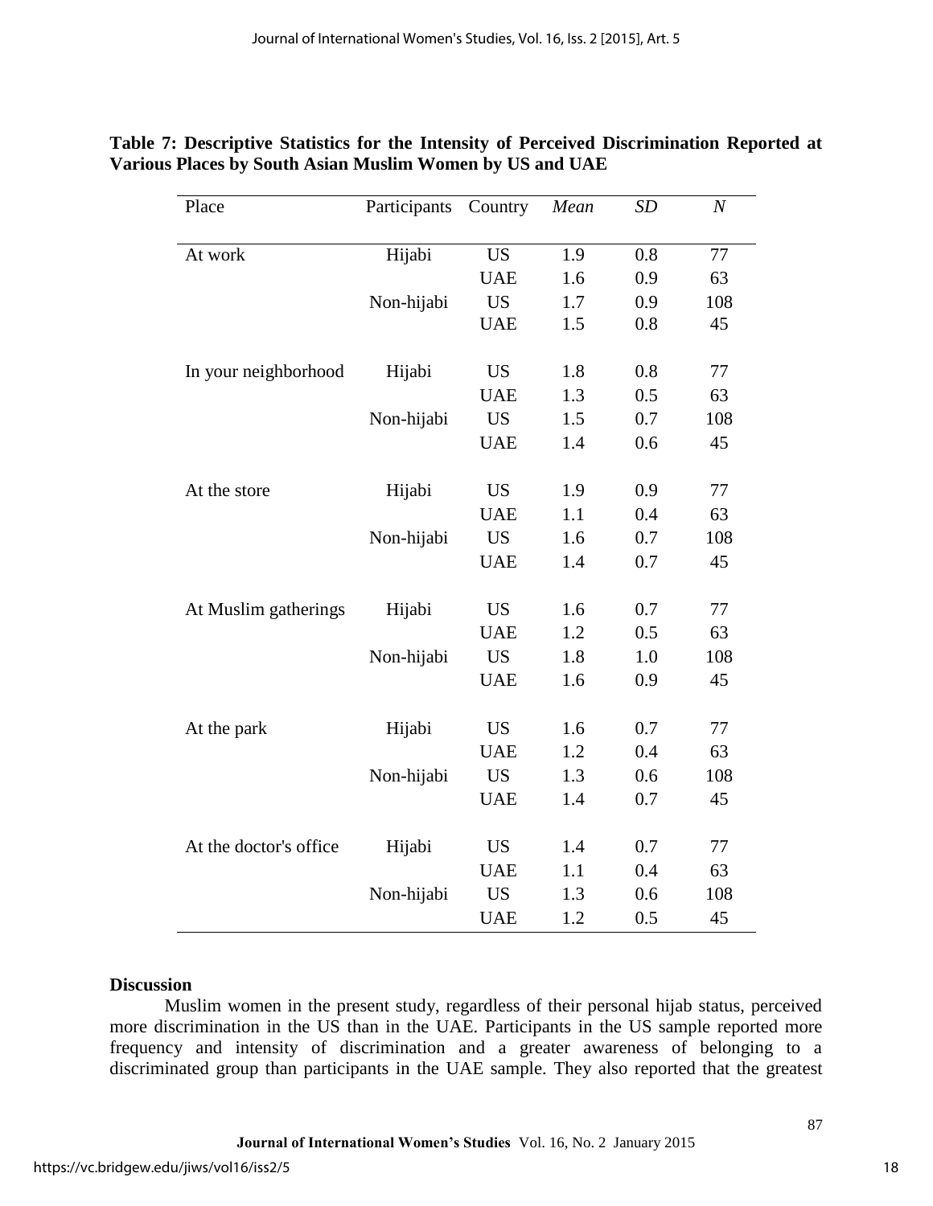**Table 7: Descriptive Statistics for the Intensity of Perceived Discrimination Reported at Various Places by South Asian Muslim Women by US and UAE**

| Place | Participants | Country | *Mean* | *SD* | *N* |
|---|---|---|---|---|---|
| At work | Hijabi | US | 1.9 | 0.8 | 77 |
| | | UAE | 1.6 | 0.9 | 63 |
| | Non-hijabi | US | 1.7 | 0.9 | 108 |
| | | UAE | 1.5 | 0.8 | 45 |
| In your neighborhood | Hijabi | US | 1.8 | 0.8 | 77 |
| | | UAE | 1.3 | 0.5 | 63 |
| | Non-hijabi | US | 1.5 | 0.7 | 108 |
| | | UAE | 1.4 | 0.6 | 45 |
| At the store | Hijabi | US | 1.9 | 0.9 | 77 |
| | | UAE | 1.1 | 0.4 | 63 |
| | Non-hijabi | US | 1.6 | 0.7 | 108 |
| | | UAE | 1.4 | 0.7 | 45 |
| At Muslim gatherings | Hijabi | US | 1.6 | 0.7 | 77 |
| | | UAE | 1.2 | 0.5 | 63 |
| | Non-hijabi | US | 1.8 | 1.0 | 108 |
| | | UAE | 1.6 | 0.9 | 45 |
| At the park | Hijabi | US | 1.6 | 0.7 | 77 |
| | | UAE | 1.2 | 0.4 | 63 |
| | Non-hijabi | US | 1.3 | 0.6 | 108 |
| | | UAE | 1.4 | 0.7 | 45 |
| At the doctor's office | Hijabi | US | 1.4 | 0.7 | 77 |
| | | UAE | 1.1 | 0.4 | 63 |
| | Non-hijabi | US | 1.3 | 0.6 | 108 |
| | | UAE | 1.2 | 0.5 | 45 |

## Discussion

Muslim women in the present study, regardless of their personal hijab status, perceived more discrimination in the US than in the UAE. Participants in the US sample reported more frequency and intensity of discrimination and a greater awareness of belonging to a discriminated group than participants in the UAE sample. They also reported that the greatest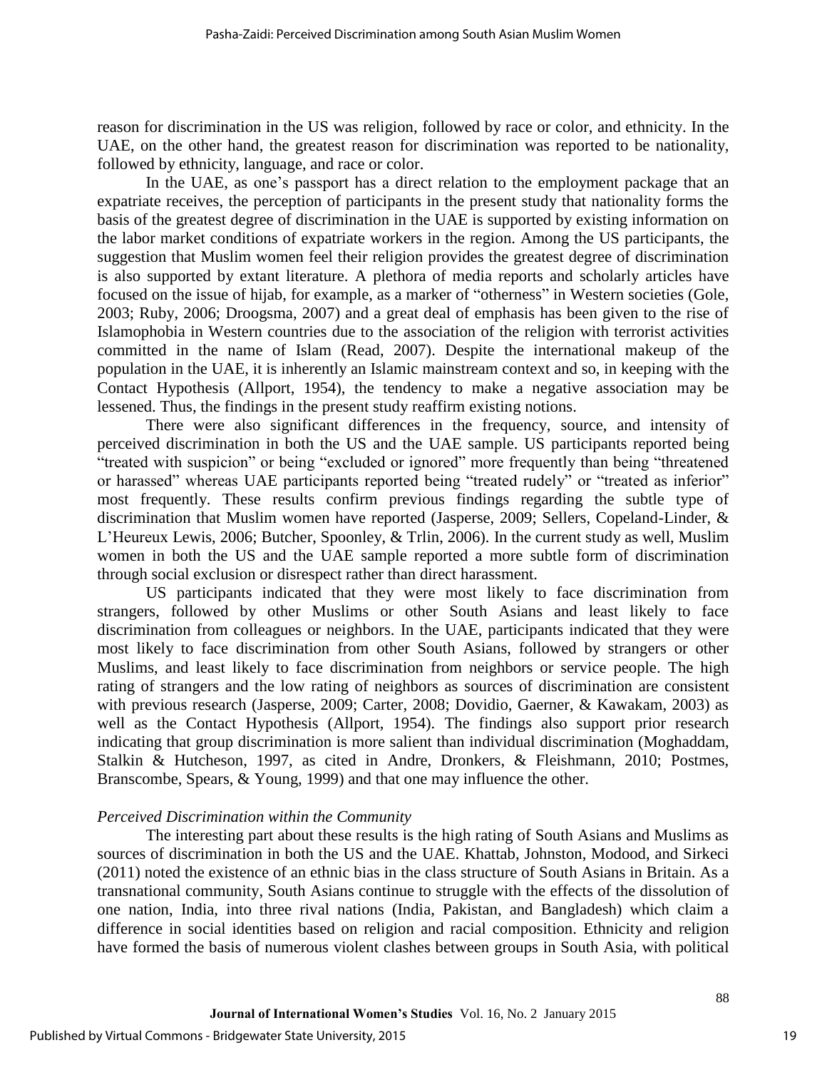reason for discrimination in the US was religion, followed by race or color, and ethnicity. In the UAE, on the other hand, the greatest reason for discrimination was reported to be nationality, followed by ethnicity, language, and race or color.

In the UAE, as one's passport has a direct relation to the employment package that an expatriate receives, the perception of participants in the present study that nationality forms the basis of the greatest degree of discrimination in the UAE is supported by existing information on the labor market conditions of expatriate workers in the region. Among the US participants, the suggestion that Muslim women feel their religion provides the greatest degree of discrimination is also supported by extant literature. A plethora of media reports and scholarly articles have focused on the issue of hijab, for example, as a marker of "otherness" in Western societies (Gole, 2003; Ruby, 2006; Droogsma, 2007) and a great deal of emphasis has been given to the rise of Islamophobia in Western countries due to the association of the religion with terrorist activities committed in the name of Islam (Read, 2007). Despite the international makeup of the population in the UAE, it is inherently an Islamic mainstream context and so, in keeping with the Contact Hypothesis (Allport, 1954), the tendency to make a negative association may be lessened. Thus, the findings in the present study reaffirm existing notions.

There were also significant differences in the frequency, source, and intensity of perceived discrimination in both the US and the UAE sample. US participants reported being "treated with suspicion" or being "excluded or ignored" more frequently than being "threatened or harassed" whereas UAE participants reported being "treated rudely" or "treated as inferior" most frequently. These results confirm previous findings regarding the subtle type of discrimination that Muslim women have reported (Jasperse, 2009; Sellers, Copeland-Linder, & L'Heureux Lewis, 2006; Butcher, Spoonley, & Trlin, 2006). In the current study as well, Muslim women in both the US and the UAE sample reported a more subtle form of discrimination through social exclusion or disrespect rather than direct harassment.

US participants indicated that they were most likely to face discrimination from strangers, followed by other Muslims or other South Asians and least likely to face discrimination from colleagues or neighbors. In the UAE, participants indicated that they were most likely to face discrimination from other South Asians, followed by strangers or other Muslims, and least likely to face discrimination from neighbors or service people. The high rating of strangers and the low rating of neighbors as sources of discrimination are consistent with previous research (Jasperse, 2009; Carter, 2008; Dovidio, Gaerner, & Kawakam, 2003) as well as the Contact Hypothesis (Allport, 1954). The findings also support prior research indicating that group discrimination is more salient than individual discrimination (Moghaddam, Stalkin & Hutcheson, 1997, as cited in Andre, Dronkers, & Fleishmann, 2010; Postmes, Branscombe, Spears, & Young, 1999) and that one may influence the other.

*Perceived Discrimination within the Community*

The interesting part about these results is the high rating of South Asians and Muslims as sources of discrimination in both the US and the UAE. Khattab, Johnston, Modood, and Sirkeci (2011) noted the existence of an ethnic bias in the class structure of South Asians in Britain. As a transnational community, South Asians continue to struggle with the effects of the dissolution of one nation, India, into three rival nations (India, Pakistan, and Bangladesh) which claim a difference in social identities based on religion and racial composition. Ethnicity and religion have formed the basis of numerous violent clashes between groups in South Asia, with political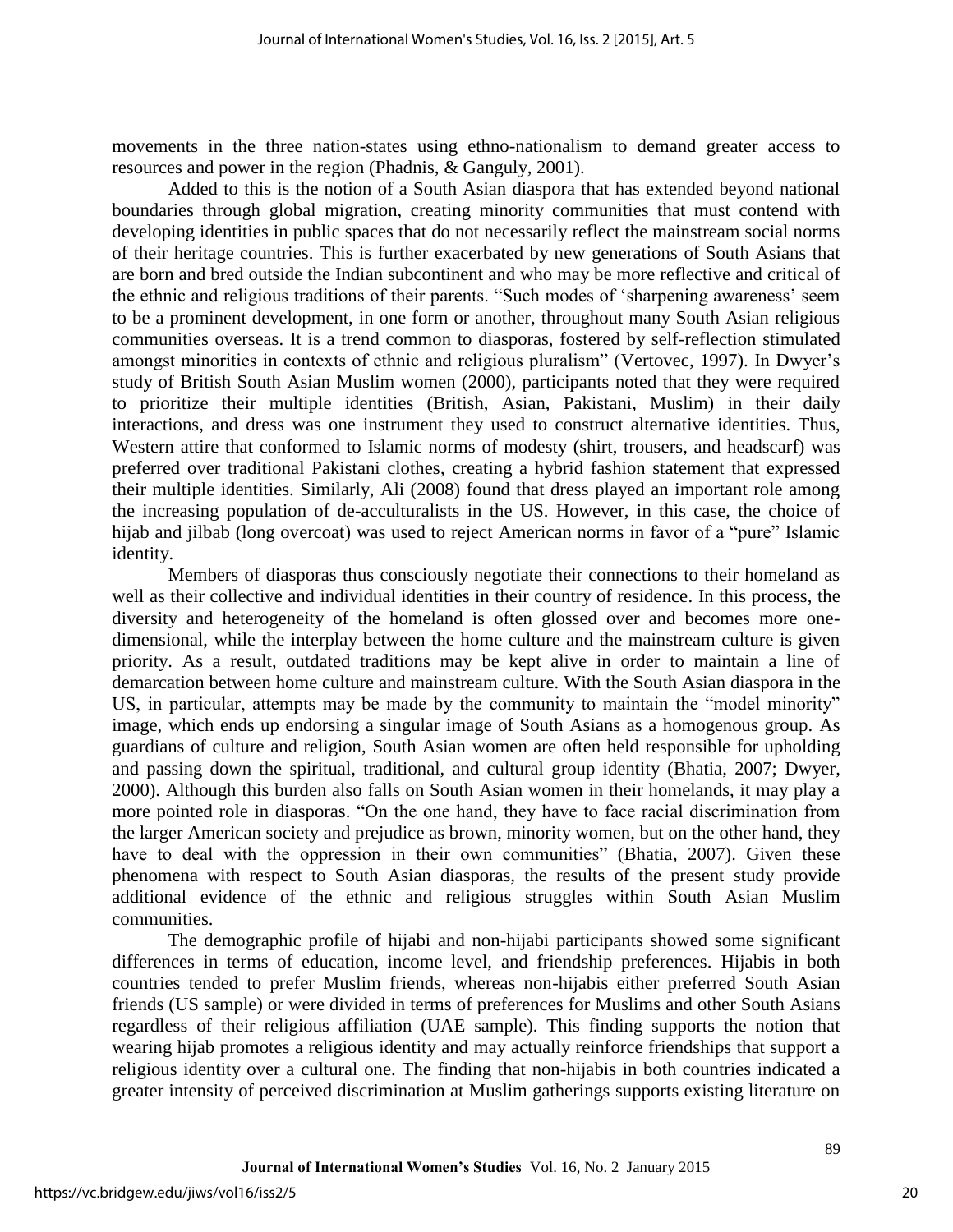movements in the three nation-states using ethno-nationalism to demand greater access to resources and power in the region (Phadnis, & Ganguly, 2001).

Added to this is the notion of a South Asian diaspora that has extended beyond national boundaries through global migration, creating minority communities that must contend with developing identities in public spaces that do not necessarily reflect the mainstream social norms of their heritage countries. This is further exacerbated by new generations of South Asians that are born and bred outside the Indian subcontinent and who may be more reflective and critical of the ethnic and religious traditions of their parents. "Such modes of 'sharpening awareness' seem to be a prominent development, in one form or another, throughout many South Asian religious communities overseas. It is a trend common to diasporas, fostered by self-reflection stimulated amongst minorities in contexts of ethnic and religious pluralism" (Vertovec, 1997). In Dwyer's study of British South Asian Muslim women (2000), participants noted that they were required to prioritize their multiple identities (British, Asian, Pakistani, Muslim) in their daily interactions, and dress was one instrument they used to construct alternative identities. Thus, Western attire that conformed to Islamic norms of modesty (shirt, trousers, and headscarf) was preferred over traditional Pakistani clothes, creating a hybrid fashion statement that expressed their multiple identities. Similarly, Ali (2008) found that dress played an important role among the increasing population of de-acculturalists in the US. However, in this case, the choice of hijab and jilbab (long overcoat) was used to reject American norms in favor of a "pure" Islamic identity.

Members of diasporas thus consciously negotiate their connections to their homeland as well as their collective and individual identities in their country of residence. In this process, the diversity and heterogeneity of the homeland is often glossed over and becomes more one-dimensional, while the interplay between the home culture and the mainstream culture is given priority. As a result, outdated traditions may be kept alive in order to maintain a line of demarcation between home culture and mainstream culture. With the South Asian diaspora in the US, in particular, attempts may be made by the community to maintain the "model minority" image, which ends up endorsing a singular image of South Asians as a homogenous group. As guardians of culture and religion, South Asian women are often held responsible for upholding and passing down the spiritual, traditional, and cultural group identity (Bhatia, 2007; Dwyer, 2000). Although this burden also falls on South Asian women in their homelands, it may play a more pointed role in diasporas. "On the one hand, they have to face racial discrimination from the larger American society and prejudice as brown, minority women, but on the other hand, they have to deal with the oppression in their own communities" (Bhatia, 2007). Given these phenomena with respect to South Asian diasporas, the results of the present study provide additional evidence of the ethnic and religious struggles within South Asian Muslim communities.

The demographic profile of hijabi and non-hijabi participants showed some significant differences in terms of education, income level, and friendship preferences. Hijabis in both countries tended to prefer Muslim friends, whereas non-hijabis either preferred South Asian friends (US sample) or were divided in terms of preferences for Muslims and other South Asians regardless of their religious affiliation (UAE sample). This finding supports the notion that wearing hijab promotes a religious identity and may actually reinforce friendships that support a religious identity over a cultural one. The finding that non-hijabis in both countries indicated a greater intensity of perceived discrimination at Muslim gatherings supports existing literature on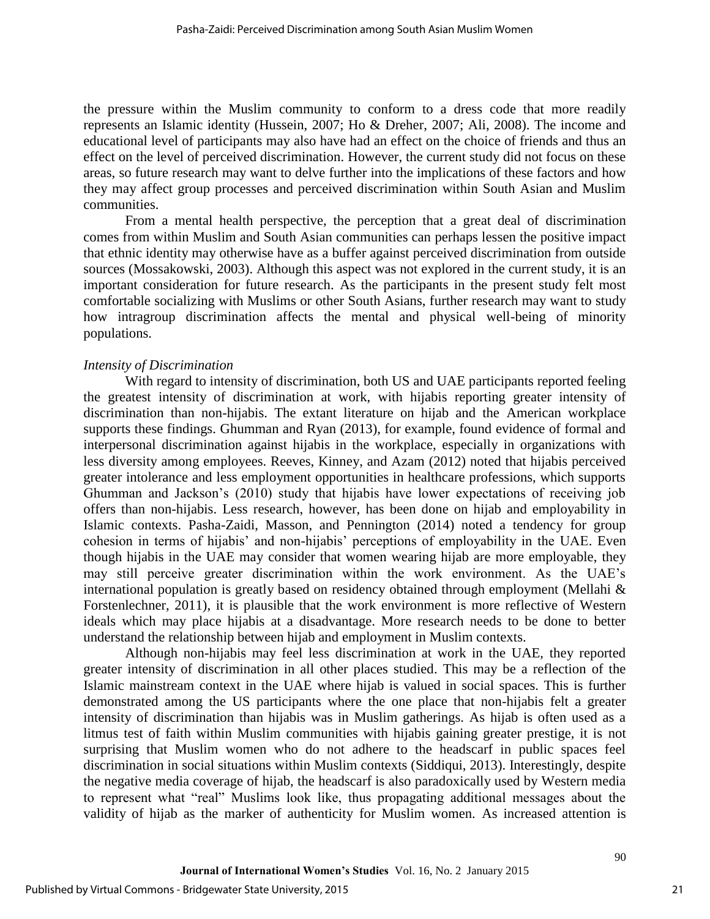the pressure within the Muslim community to conform to a dress code that more readily represents an Islamic identity (Hussein, 2007; Ho & Dreher, 2007; Ali, 2008). The income and educational level of participants may also have had an effect on the choice of friends and thus an effect on the level of perceived discrimination. However, the current study did not focus on these areas, so future research may want to delve further into the implications of these factors and how they may affect group processes and perceived discrimination within South Asian and Muslim communities.

From a mental health perspective, the perception that a great deal of discrimination comes from within Muslim and South Asian communities can perhaps lessen the positive impact that ethnic identity may otherwise have as a buffer against perceived discrimination from outside sources (Mossakowski, 2003). Although this aspect was not explored in the current study, it is an important consideration for future research. As the participants in the present study felt most comfortable socializing with Muslims or other South Asians, further research may want to study how intragroup discrimination affects the mental and physical well-being of minority populations.

*Intensity of Discrimination*

With regard to intensity of discrimination, both US and UAE participants reported feeling the greatest intensity of discrimination at work, with hijabis reporting greater intensity of discrimination than non-hijabis. The extant literature on hijab and the American workplace supports these findings. Ghumman and Ryan (2013), for example, found evidence of formal and interpersonal discrimination against hijabis in the workplace, especially in organizations with less diversity among employees. Reeves, Kinney, and Azam (2012) noted that hijabis perceived greater intolerance and less employment opportunities in healthcare professions, which supports Ghumman and Jackson's (2010) study that hijabis have lower expectations of receiving job offers than non-hijabis. Less research, however, has been done on hijab and employability in Islamic contexts. Pasha-Zaidi, Masson, and Pennington (2014) noted a tendency for group cohesion in terms of hijabis' and non-hijabis' perceptions of employability in the UAE. Even though hijabis in the UAE may consider that women wearing hijab are more employable, they may still perceive greater discrimination within the work environment. As the UAE's international population is greatly based on residency obtained through employment (Mellahi & Forstenlechner, 2011), it is plausible that the work environment is more reflective of Western ideals which may place hijabis at a disadvantage. More research needs to be done to better understand the relationship between hijab and employment in Muslim contexts.

Although non-hijabis may feel less discrimination at work in the UAE, they reported greater intensity of discrimination in all other places studied. This may be a reflection of the Islamic mainstream context in the UAE where hijab is valued in social spaces. This is further demonstrated among the US participants where the one place that non-hijabis felt a greater intensity of discrimination than hijabis was in Muslim gatherings. As hijab is often used as a litmus test of faith within Muslim communities with hijabis gaining greater prestige, it is not surprising that Muslim women who do not adhere to the headscarf in public spaces feel discrimination in social situations within Muslim contexts (Siddiqui, 2013). Interestingly, despite the negative media coverage of hijab, the headscarf is also paradoxically used by Western media to represent what "real" Muslims look like, thus propagating additional messages about the validity of hijab as the marker of authenticity for Muslim women. As increased attention is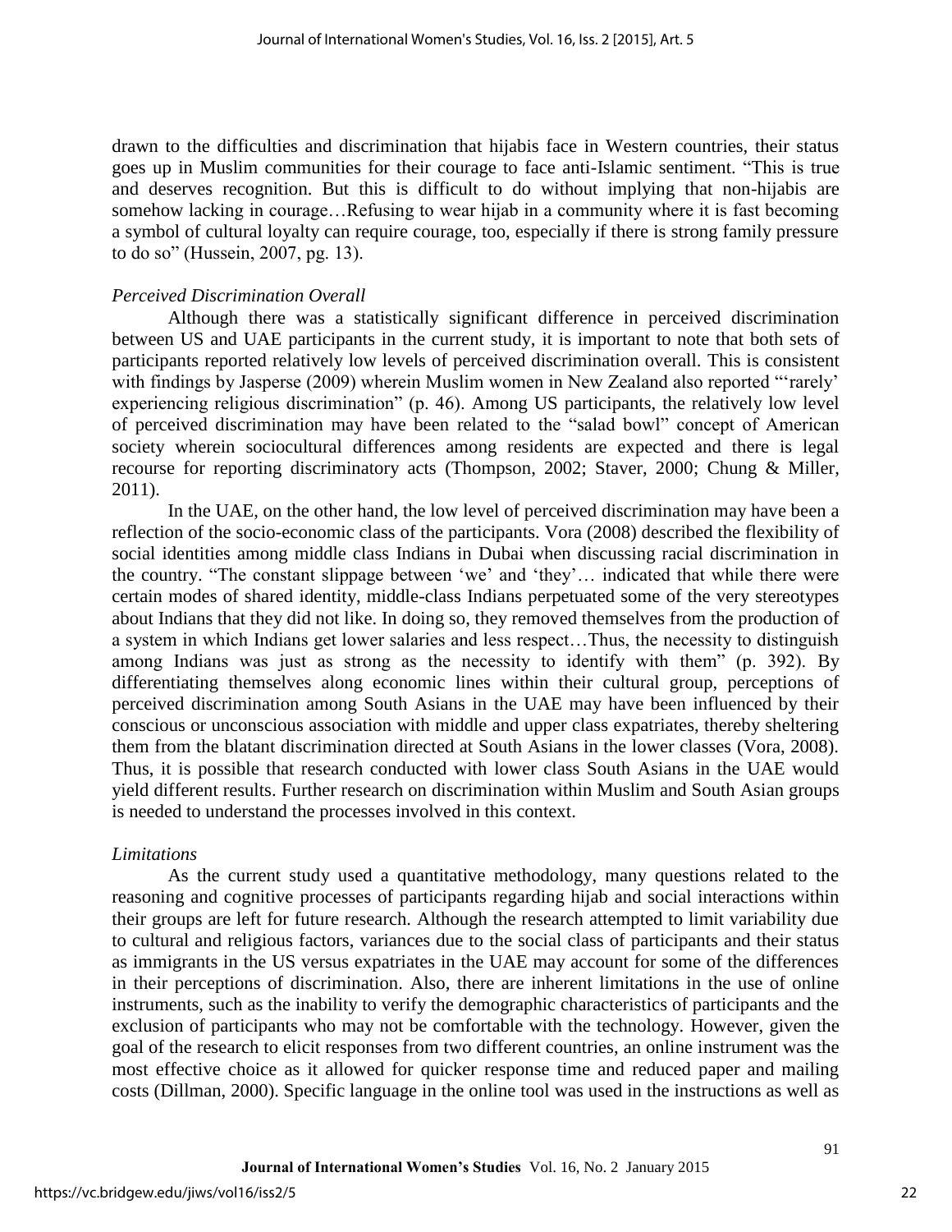drawn to the difficulties and discrimination that hijabis face in Western countries, their status goes up in Muslim communities for their courage to face anti-Islamic sentiment. "This is true and deserves recognition. But this is difficult to do without implying that non-hijabis are somehow lacking in courage…Refusing to wear hijab in a community where it is fast becoming a symbol of cultural loyalty can require courage, too, especially if there is strong family pressure to do so" (Hussein, 2007, pg. 13).

*Perceived Discrimination Overall*

Although there was a statistically significant difference in perceived discrimination between US and UAE participants in the current study, it is important to note that both sets of participants reported relatively low levels of perceived discrimination overall. This is consistent with findings by Jasperse (2009) wherein Muslim women in New Zealand also reported "'rarely' experiencing religious discrimination" (p. 46). Among US participants, the relatively low level of perceived discrimination may have been related to the "salad bowl" concept of American society wherein sociocultural differences among residents are expected and there is legal recourse for reporting discriminatory acts (Thompson, 2002; Staver, 2000; Chung & Miller, 2011).

In the UAE, on the other hand, the low level of perceived discrimination may have been a reflection of the socio-economic class of the participants. Vora (2008) described the flexibility of social identities among middle class Indians in Dubai when discussing racial discrimination in the country. "The constant slippage between 'we' and 'they'… indicated that while there were certain modes of shared identity, middle-class Indians perpetuated some of the very stereotypes about Indians that they did not like. In doing so, they removed themselves from the production of a system in which Indians get lower salaries and less respect…Thus, the necessity to distinguish among Indians was just as strong as the necessity to identify with them" (p. 392). By differentiating themselves along economic lines within their cultural group, perceptions of perceived discrimination among South Asians in the UAE may have been influenced by their conscious or unconscious association with middle and upper class expatriates, thereby sheltering them from the blatant discrimination directed at South Asians in the lower classes (Vora, 2008). Thus, it is possible that research conducted with lower class South Asians in the UAE would yield different results. Further research on discrimination within Muslim and South Asian groups is needed to understand the processes involved in this context.

*Limitations*

As the current study used a quantitative methodology, many questions related to the reasoning and cognitive processes of participants regarding hijab and social interactions within their groups are left for future research. Although the research attempted to limit variability due to cultural and religious factors, variances due to the social class of participants and their status as immigrants in the US versus expatriates in the UAE may account for some of the differences in their perceptions of discrimination. Also, there are inherent limitations in the use of online instruments, such as the inability to verify the demographic characteristics of participants and the exclusion of participants who may not be comfortable with the technology. However, given the goal of the research to elicit responses from two different countries, an online instrument was the most effective choice as it allowed for quicker response time and reduced paper and mailing costs (Dillman, 2000). Specific language in the online tool was used in the instructions as well as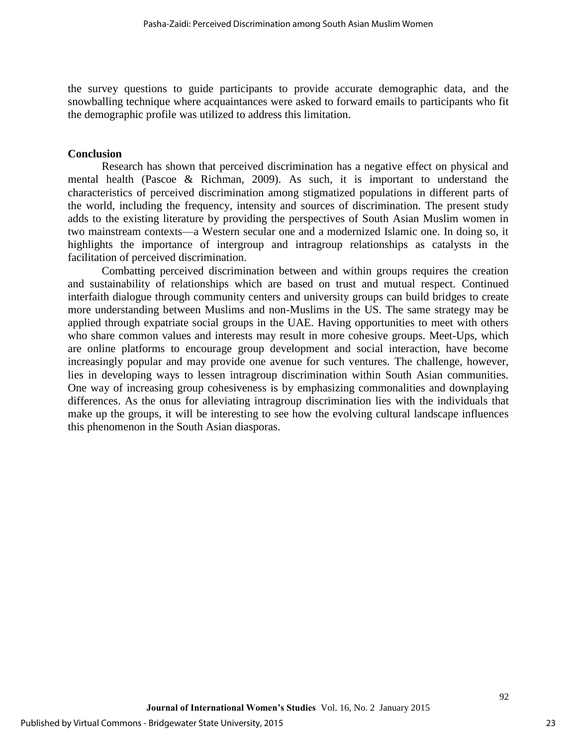the survey questions to guide participants to provide accurate demographic data, and the snowballing technique where acquaintances were asked to forward emails to participants who fit the demographic profile was utilized to address this limitation.

**Conclusion**

Research has shown that perceived discrimination has a negative effect on physical and mental health (Pascoe & Richman, 2009). As such, it is important to understand the characteristics of perceived discrimination among stigmatized populations in different parts of the world, including the frequency, intensity and sources of discrimination. The present study adds to the existing literature by providing the perspectives of South Asian Muslim women in two mainstream contexts—a Western secular one and a modernized Islamic one. In doing so, it highlights the importance of intergroup and intragroup relationships as catalysts in the facilitation of perceived discrimination.

Combatting perceived discrimination between and within groups requires the creation and sustainability of relationships which are based on trust and mutual respect. Continued interfaith dialogue through community centers and university groups can build bridges to create more understanding between Muslims and non-Muslims in the US. The same strategy may be applied through expatriate social groups in the UAE. Having opportunities to meet with others who share common values and interests may result in more cohesive groups. Meet-Ups, which are online platforms to encourage group development and social interaction, have become increasingly popular and may provide one avenue for such ventures. The challenge, however, lies in developing ways to lessen intragroup discrimination within South Asian communities. One way of increasing group cohesiveness is by emphasizing commonalities and downplaying differences. As the onus for alleviating intragroup discrimination lies with the individuals that make up the groups, it will be interesting to see how the evolving cultural landscape influences this phenomenon in the South Asian diasporas.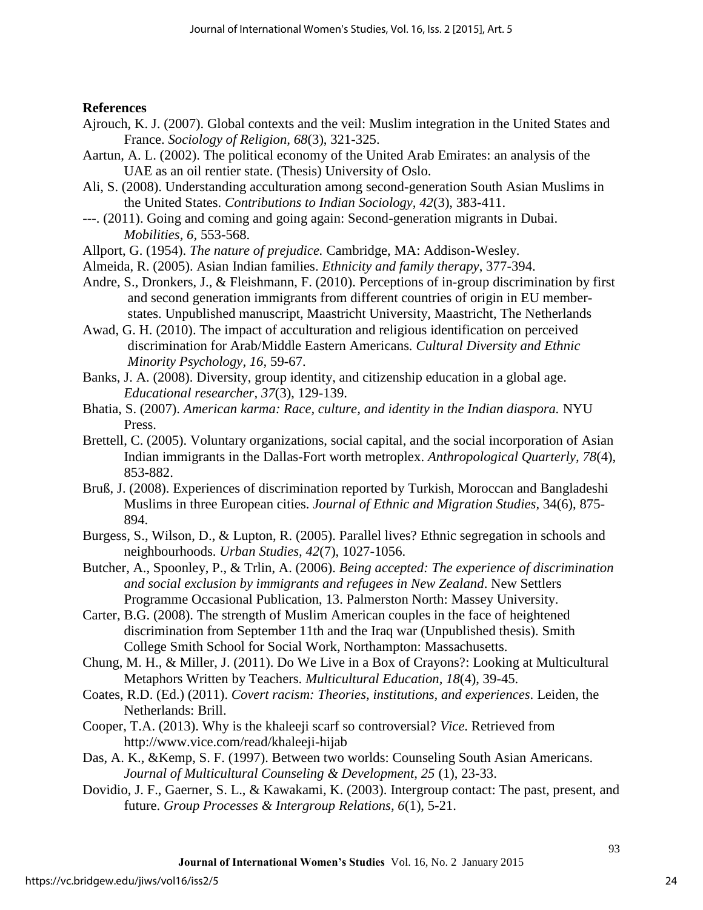## References

Ajrouch, K. J. (2007). Global contexts and the veil: Muslim integration in the United States and France. *Sociology of Religion*, *68*(3), 321-325.

Aartun, A. L. (2002). The political economy of the United Arab Emirates: an analysis of the UAE as an oil rentier state. (Thesis) University of Oslo.

Ali, S. (2008). Understanding acculturation among second-generation South Asian Muslims in the United States. *Contributions to Indian Sociology*, *42*(3), 383-411.

---. (2011). Going and coming and going again: Second-generation migrants in Dubai. *Mobilities, 6*, 553-568.

Allport, G. (1954). *The nature of prejudice.* Cambridge, MA: Addison-Wesley.

Almeida, R. (2005). Asian Indian families. *Ethnicity and family therapy*, 377-394.

Andre, S., Dronkers, J., & Fleishmann, F. (2010). Perceptions of in-group discrimination by first and second generation immigrants from different countries of origin in EU member-states. Unpublished manuscript, Maastricht University, Maastricht, The Netherlands

Awad, G. H. (2010). The impact of acculturation and religious identification on perceived discrimination for Arab/Middle Eastern Americans*. Cultural Diversity and Ethnic Minority Psychology, 16,* 59-67.

Banks, J. A. (2008). Diversity, group identity, and citizenship education in a global age. *Educational researcher*, *37*(3), 129-139.

Bhatia, S. (2007). *American karma: Race, culture, and identity in the Indian diaspora.* NYU Press.

Brettell, C. (2005). Voluntary organizations, social capital, and the social incorporation of Asian Indian immigrants in the Dallas-Fort worth metroplex. *Anthropological Quarterly*, *78*(4), 853-882.

Bruß, J. (2008). Experiences of discrimination reported by Turkish, Moroccan and Bangladeshi Muslims in three European cities. *Journal of Ethnic and Migration Studies*, 34(6), 875-894.

Burgess, S., Wilson, D., & Lupton, R. (2005). Parallel lives? Ethnic segregation in schools and neighbourhoods. *Urban Studies, 42*(7), 1027-1056.

Butcher, A., Spoonley, P., & Trlin, A. (2006). *Being accepted: The experience of discrimination and social exclusion by immigrants and refugees in New Zealand*. New Settlers Programme Occasional Publication, 13. Palmerston North: Massey University.

Carter, B.G. (2008). The strength of Muslim American couples in the face of heightened discrimination from September 11th and the Iraq war (Unpublished thesis). Smith College Smith School for Social Work, Northampton: Massachusetts.

Chung, M. H., & Miller, J. (2011). Do We Live in a Box of Crayons?: Looking at Multicultural Metaphors Written by Teachers. *Multicultural Education, 18*(4), 39-45.

Coates, R.D. (Ed.) (2011). *Covert racism: Theories, institutions, and experiences*. Leiden, the Netherlands: Brill.

Cooper, T.A. (2013). Why is the khaleeji scarf so controversial? *Vice.* Retrieved from http://www.vice.com/read/khaleeji-hijab

Das, A. K., &Kemp, S. F. (1997). Between two worlds: Counseling South Asian Americans. *Journal of Multicultural Counseling & Development, 25* (1), 23-33.

Dovidio, J. F., Gaerner, S. L., & Kawakami, K. (2003). Intergroup contact: The past, present, and future. *Group Processes & Intergroup Relations, 6*(1), 5-21.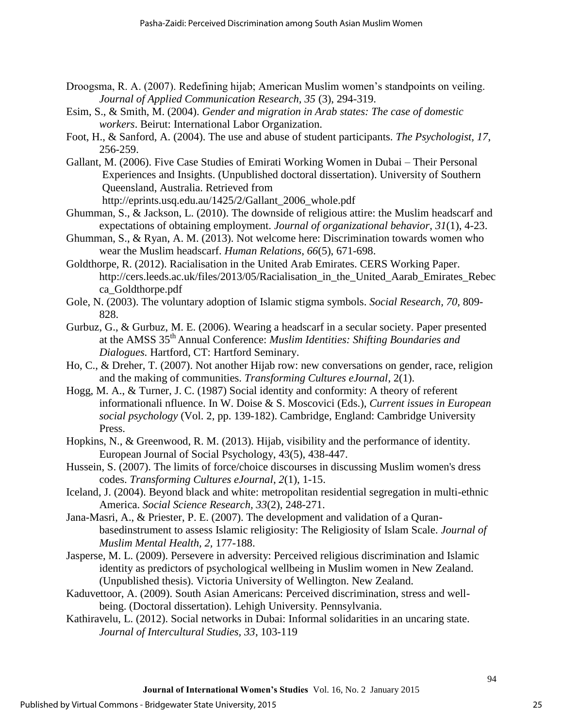Droogsma, R. A. (2007). Redefining hijab; American Muslim women's standpoints on veiling. *Journal of Applied Communication Research*, *35* (3), 294-319.

Esim, S., & Smith, M. (2004). *Gender and migration in Arab states: The case of domestic workers*. Beirut: International Labor Organization.

Foot, H., & Sanford, A. (2004). The use and abuse of student participants. *The Psychologist, 17*, 256-259.

Gallant, M. (2006). Five Case Studies of Emirati Working Women in Dubai – Their Personal Experiences and Insights. (Unpublished doctoral dissertation). University of Southern Queensland, Australia. Retrieved from http://eprints.usq.edu.au/1425/2/Gallant_2006_whole.pdf

Ghumman, S., & Jackson, L. (2010). The downside of religious attire: the Muslim headscarf and expectations of obtaining employment. *Journal of organizational behavior*, *31*(1), 4-23.

Ghumman, S., & Ryan, A. M. (2013). Not welcome here: Discrimination towards women who wear the Muslim headscarf. *Human Relations*, *66*(5), 671-698.

Goldthorpe, R. (2012). Racialisation in the United Arab Emirates. CERS Working Paper. http://cers.leeds.ac.uk/files/2013/05/Racialisation_in_the_United_Aarab_Emirates_Rebecca_Goldthorpe.pdf

Gole, N. (2003). The voluntary adoption of Islamic stigma symbols. *Social Research, 70*, 809-828.

Gurbuz, G., & Gurbuz, M. E. (2006). Wearing a headscarf in a secular society. Paper presented at the AMSS 35th Annual Conference: *Muslim Identities: Shifting Boundaries and Dialogues.* Hartford, CT: Hartford Seminary.

Ho, C., & Dreher, T. (2007). Not another Hijab row: new conversations on gender, race, religion and the making of communities. *Transforming Cultures eJournal*, 2(1).

Hogg, M. A., & Turner, J. C. (1987) Social identity and conformity: A theory of referent informationali nfluence. In W. Doise & S. Moscovici (Eds.), *Current issues in European social psychology* (Vol. 2, pp. 139-182). Cambridge, England: Cambridge University Press.

Hopkins, N., & Greenwood, R. M. (2013). Hijab, visibility and the performance of identity. European Journal of Social Psychology, 43(5), 438-447.

Hussein, S. (2007). The limits of force/choice discourses in discussing Muslim women's dress codes. *Transforming Cultures eJournal*, *2*(1), 1-15.

Iceland, J. (2004). Beyond black and white: metropolitan residential segregation in multi-ethnic America. *Social Science Research, 33*(2), 248-271.

Jana-Masri, A., & Priester, P. E. (2007). The development and validation of a Quran-basedinstrument to assess Islamic religiosity: The Religiosity of Islam Scale. *Journal of Muslim Mental Health, 2*, 177-188.

Jasperse, M. L. (2009). Persevere in adversity: Perceived religious discrimination and Islamic identity as predictors of psychological wellbeing in Muslim women in New Zealand. (Unpublished thesis). Victoria University of Wellington. New Zealand.

Kaduvettoor, A. (2009). South Asian Americans: Perceived discrimination, stress and well-being. (Doctoral dissertation). Lehigh University. Pennsylvania.

Kathiravelu, L. (2012). Social networks in Dubai: Informal solidarities in an uncaring state. *Journal of Intercultural Studies, 33*, 103-119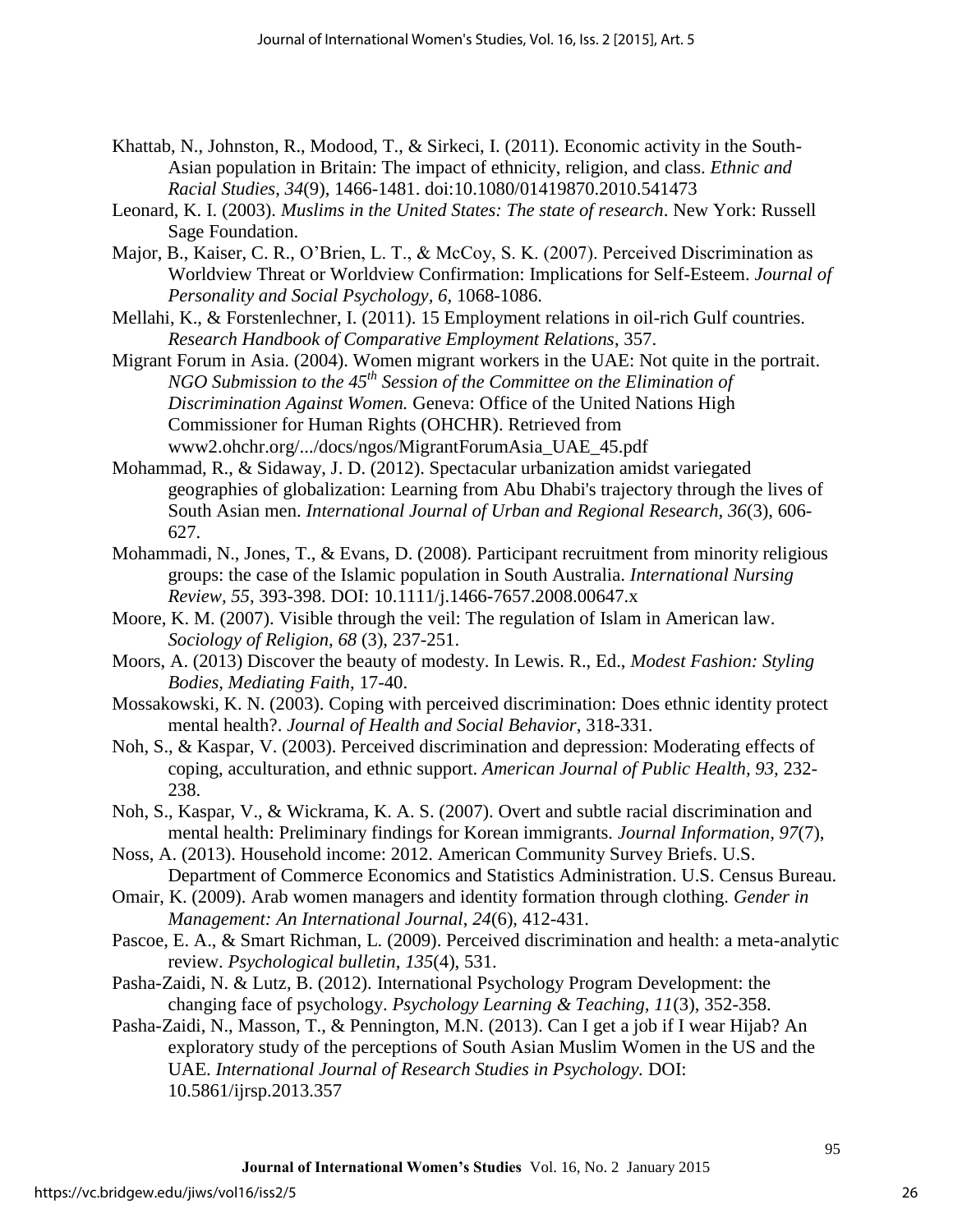Khattab, N., Johnston, R., Modood, T., & Sirkeci, I. (2011). Economic activity in the South-Asian population in Britain: The impact of ethnicity, religion, and class. *Ethnic and Racial Studies*, *34*(9), 1466-1481. doi:10.1080/01419870.2010.541473

Leonard, K. I. (2003). *Muslims in the United States: The state of research*. New York: Russell Sage Foundation.

Major, B., Kaiser, C. R., O'Brien, L. T., & McCoy, S. K. (2007). Perceived Discrimination as Worldview Threat or Worldview Confirmation: Implications for Self-Esteem. *Journal of Personality and Social Psychology, 6*, 1068-1086.

Mellahi, K., & Forstenlechner, I. (2011). 15 Employment relations in oil-rich Gulf countries. *Research Handbook of Comparative Employment Relations*, 357.

Migrant Forum in Asia. (2004). Women migrant workers in the UAE: Not quite in the portrait. *NGO Submission to the 45th Session of the Committee on the Elimination of Discrimination Against Women.* Geneva: Office of the United Nations High Commissioner for Human Rights (OHCHR). Retrieved from www2.ohchr.org/.../docs/ngos/MigrantForumAsia_UAE_45.pdf

Mohammad, R., & Sidaway, J. D. (2012). Spectacular urbanization amidst variegated geographies of globalization: Learning from Abu Dhabi's trajectory through the lives of South Asian men. *International Journal of Urban and Regional Research, 36*(3), 606-627.

Mohammadi, N., Jones, T., & Evans, D. (2008). Participant recruitment from minority religious groups: the case of the Islamic population in South Australia. *International Nursing Review, 55*, 393-398. DOI: 10.1111/j.1466-7657.2008.00647.x

Moore, K. M. (2007). Visible through the veil: The regulation of Islam in American law. *Sociology of Religion, 68* (3), 237-251.

Moors, A. (2013) Discover the beauty of modesty. In Lewis. R., Ed., *Modest Fashion: Styling Bodies, Mediating Faith*, 17-40.

Mossakowski, K. N. (2003). Coping with perceived discrimination: Does ethnic identity protect mental health?. *Journal of Health and Social Behavior*, 318-331.

Noh, S., & Kaspar, V. (2003). Perceived discrimination and depression: Moderating effects of coping, acculturation, and ethnic support. *American Journal of Public Health, 93*, 232-238.

Noh, S., Kaspar, V., & Wickrama, K. A. S. (2007). Overt and subtle racial discrimination and mental health: Preliminary findings for Korean immigrants. *Journal Information, 97*(7),

Noss, A. (2013). Household income: 2012. American Community Survey Briefs. U.S. Department of Commerce Economics and Statistics Administration. U.S. Census Bureau.

Omair, K. (2009). Arab women managers and identity formation through clothing. *Gender in Management: An International Journal*, *24*(6), 412-431.

Pascoe, E. A., & Smart Richman, L. (2009). Perceived discrimination and health: a meta-analytic review. *Psychological bulletin*, *135*(4), 531.

Pasha-Zaidi, N. & Lutz, B. (2012). International Psychology Program Development: the changing face of psychology. *Psychology Learning & Teaching*, *11*(3), 352-358.

Pasha-Zaidi, N., Masson, T., & Pennington, M.N. (2013). Can I get a job if I wear Hijab? An exploratory study of the perceptions of South Asian Muslim Women in the US and the UAE. *International Journal of Research Studies in Psychology.* DOI: 10.5861/ijrsp.2013.357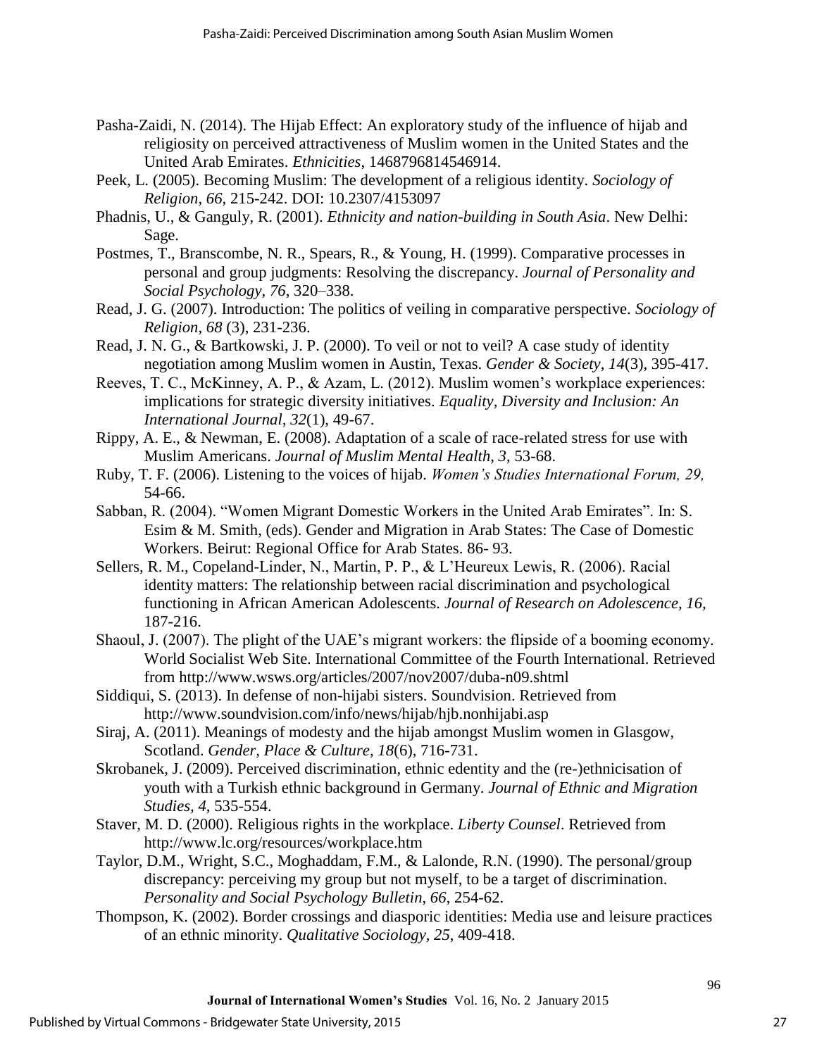Pasha-Zaidi, N. (2014). The Hijab Effect: An exploratory study of the influence of hijab and religiosity on perceived attractiveness of Muslim women in the United States and the United Arab Emirates. *Ethnicities*, 1468796814546914.

Peek, L. (2005). Becoming Muslim: The development of a religious identity. *Sociology of Religion*, *66*, 215-242. DOI: 10.2307/4153097

Phadnis, U., & Ganguly, R. (2001). *Ethnicity and nation-building in South Asia*. New Delhi: Sage.

Postmes, T., Branscombe, N. R., Spears, R., & Young, H. (1999). Comparative processes in personal and group judgments: Resolving the discrepancy. *Journal of Personality and Social Psychology, 76*, 320–338.

Read, J. G. (2007). Introduction: The politics of veiling in comparative perspective. *Sociology of Religion*, *68* (3), 231-236.

Read, J. N. G., & Bartkowski, J. P. (2000). To veil or not to veil? A case study of identity negotiation among Muslim women in Austin, Texas. *Gender & Society*, *14*(3), 395-417.

Reeves, T. C., McKinney, A. P., & Azam, L. (2012). Muslim women's workplace experiences: implications for strategic diversity initiatives. *Equality, Diversity and Inclusion: An International Journal*, *32*(1), 49-67.

Rippy, A. E., & Newman, E. (2008). Adaptation of a scale of race-related stress for use with Muslim Americans. *Journal of Muslim Mental Health*, *3,* 53-68.

Ruby, T. F. (2006). Listening to the voices of hijab. *Women's Studies International Forum, 29,* 54-66.

Sabban, R. (2004). "Women Migrant Domestic Workers in the United Arab Emirates". In: S. Esim & M. Smith, (eds). Gender and Migration in Arab States: The Case of Domestic Workers. Beirut: Regional Office for Arab States. 86- 93.

Sellers, R. M., Copeland-Linder, N., Martin, P. P., & L'Heureux Lewis, R. (2006). Racial identity matters: The relationship between racial discrimination and psychological functioning in African American Adolescents. *Journal of Research on Adolescence, 16,* 187-216.

Shaoul, J. (2007). The plight of the UAE's migrant workers: the flipside of a booming economy. World Socialist Web Site. International Committee of the Fourth International. Retrieved from http://www.wsws.org/articles/2007/nov2007/duba-n09.shtml

Siddiqui, S. (2013). In defense of non-hijabi sisters. Soundvision. Retrieved from http://www.soundvision.com/info/news/hijab/hjb.nonhijabi.asp

Siraj, A. (2011). Meanings of modesty and the hijab amongst Muslim women in Glasgow, Scotland. *Gender, Place & Culture*, *18*(6), 716-731.

Skrobanek, J. (2009). Perceived discrimination, ethnic edentity and the (re-)ethnicisation of youth with a Turkish ethnic background in Germany. *Journal of Ethnic and Migration Studies, 4,* 535-554.

Staver, M. D. (2000). Religious rights in the workplace. *Liberty Counsel*. Retrieved from http://www.lc.org/resources/workplace.htm

Taylor, D.M., Wright, S.C., Moghaddam, F.M., & Lalonde, R.N. (1990). The personal/group discrepancy: perceiving my group but not myself, to be a target of discrimination. *Personality and Social Psychology Bulletin, 66*, 254-62.

Thompson, K. (2002). Border crossings and diasporic identities: Media use and leisure practices of an ethnic minority. *Qualitative Sociology, 25*, 409-418.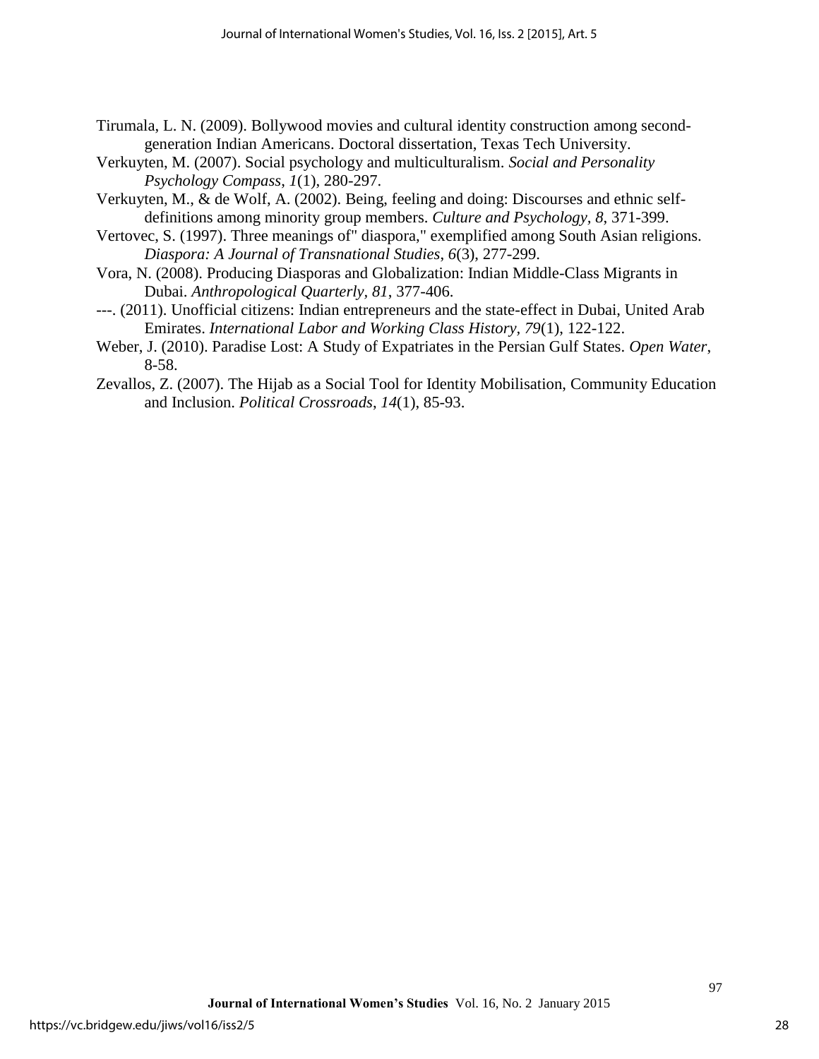Tirumala, L. N. (2009). Bollywood movies and cultural identity construction among second-generation Indian Americans. Doctoral dissertation, Texas Tech University.

Verkuyten, M. (2007). Social psychology and multiculturalism. *Social and Personality Psychology Compass*, *1*(1), 280-297.

Verkuyten, M., & de Wolf, A. (2002). Being, feeling and doing: Discourses and ethnic self-definitions among minority group members. *Culture and Psychology*, *8*, 371-399.

Vertovec, S. (1997). Three meanings of" diaspora," exemplified among South Asian religions. *Diaspora: A Journal of Transnational Studies*, *6*(3), 277-299.

Vora, N. (2008). Producing Diasporas and Globalization: Indian Middle-Class Migrants in Dubai. *Anthropological Quarterly*, *81*, 377-406.

---. (2011). Unofficial citizens: Indian entrepreneurs and the state-effect in Dubai, United Arab Emirates. *International Labor and Working Class History*, *79*(1), 122-122.

Weber, J. (2010). Paradise Lost: A Study of Expatriates in the Persian Gulf States. *Open Water*, 8-58.

Zevallos, Z. (2007). The Hijab as a Social Tool for Identity Mobilisation, Community Education and Inclusion. *Political Crossroads*, *14*(1), 85-93.